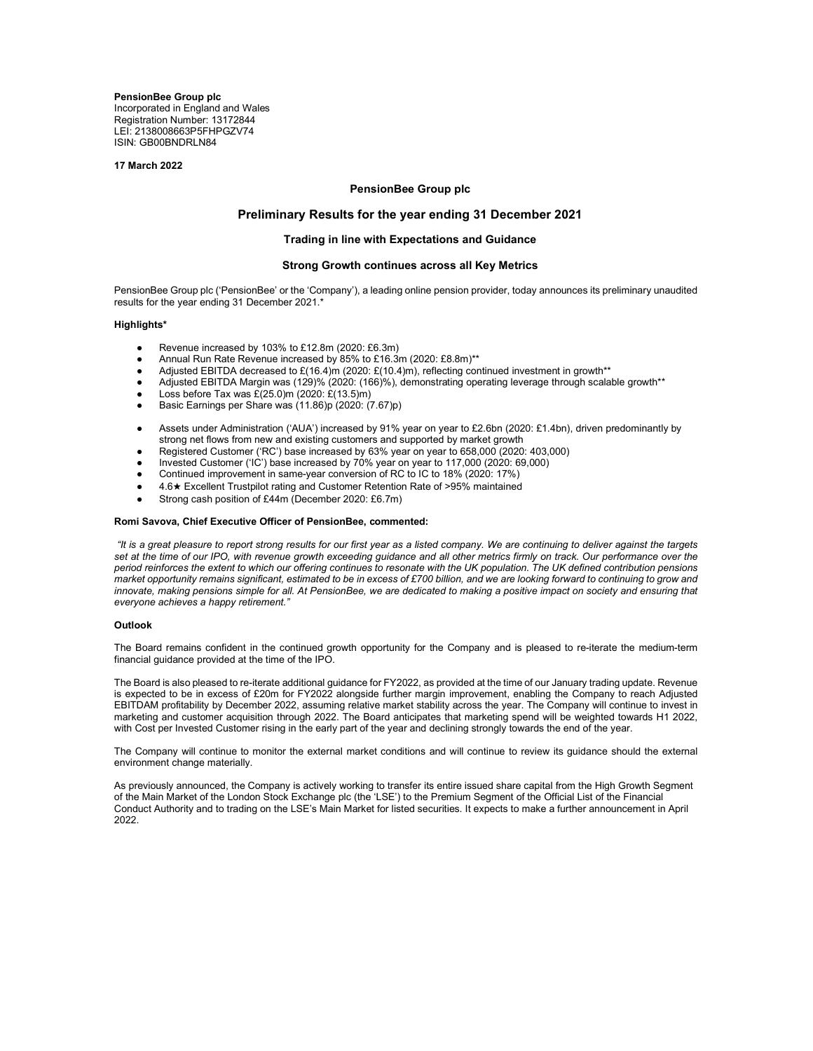**PensionBee Group plc**
Incorporated in England and Wales
Registration Number: 13172844
LEI: 2138008663P5FHPGZV74
ISIN: GB00BNDRLN84

**17 March 2022**

# PensionBee Group plc

## Preliminary Results for the year ending 31 December 2021

### Trading in line with Expectations and Guidance

### Strong Growth continues across all Key Metrics

PensionBee Group plc ('PensionBee' or the 'Company'), a leading online pension provider, today announces its preliminary unaudited results for the year ending 31 December 2021.*

**Highlights***

- Revenue increased by 103% to £12.8m (2020: £6.3m)
- Annual Run Rate Revenue increased by 85% to £16.3m (2020: £8.8m)**
- Adjusted EBITDA decreased to £(16.4)m (2020: £(10.4)m), reflecting continued investment in growth**
- Adjusted EBITDA Margin was (129)% (2020: (166)%), demonstrating operating leverage through scalable growth**
- Loss before Tax was £(25.0)m (2020: £(13.5)m)
- Basic Earnings per Share was (11.86)p (2020: (7.67)p)

- Assets under Administration ('AUA') increased by 91% year on year to £2.6bn (2020: £1.4bn), driven predominantly by strong net flows from new and existing customers and supported by market growth
- Registered Customer ('RC') base increased by 63% year on year to 658,000 (2020: 403,000)
- Invested Customer ('IC') base increased by 70% year on year to 117,000 (2020: 69,000)
- Continued improvement in same-year conversion of RC to IC to 18% (2020: 17%)
- 4.6★ Excellent Trustpilot rating and Customer Retention Rate of >95% maintained
- Strong cash position of £44m (December 2020: £6.7m)

**Romi Savova, Chief Executive Officer of PensionBee, commented:**

*"It is a great pleasure to report strong results for our first year as a listed company. We are continuing to deliver against the targets set at the time of our IPO, with revenue growth exceeding guidance and all other metrics firmly on track. Our performance over the period reinforces the extent to which our offering continues to resonate with the UK population. The UK defined contribution pensions market opportunity remains significant, estimated to be in excess of £700 billion, and we are looking forward to continuing to grow and innovate, making pensions simple for all. At PensionBee, we are dedicated to making a positive impact on society and ensuring that everyone achieves a happy retirement."*

**Outlook**

The Board remains confident in the continued growth opportunity for the Company and is pleased to re-iterate the medium-term financial guidance provided at the time of the IPO.

The Board is also pleased to re-iterate additional guidance for FY2022, as provided at the time of our January trading update. Revenue is expected to be in excess of £20m for FY2022 alongside further margin improvement, enabling the Company to reach Adjusted EBITDAM profitability by December 2022, assuming relative market stability across the year. The Company will continue to invest in marketing and customer acquisition through 2022. The Board anticipates that marketing spend will be weighted towards H1 2022, with Cost per Invested Customer rising in the early part of the year and declining strongly towards the end of the year.

The Company will continue to monitor the external market conditions and will continue to review its guidance should the external environment change materially.

As previously announced, the Company is actively working to transfer its entire issued share capital from the High Growth Segment of the Main Market of the London Stock Exchange plc (the 'LSE') to the Premium Segment of the Official List of the Financial Conduct Authority and to trading on the LSE's Main Market for listed securities. It expects to make a further announcement in April 2022.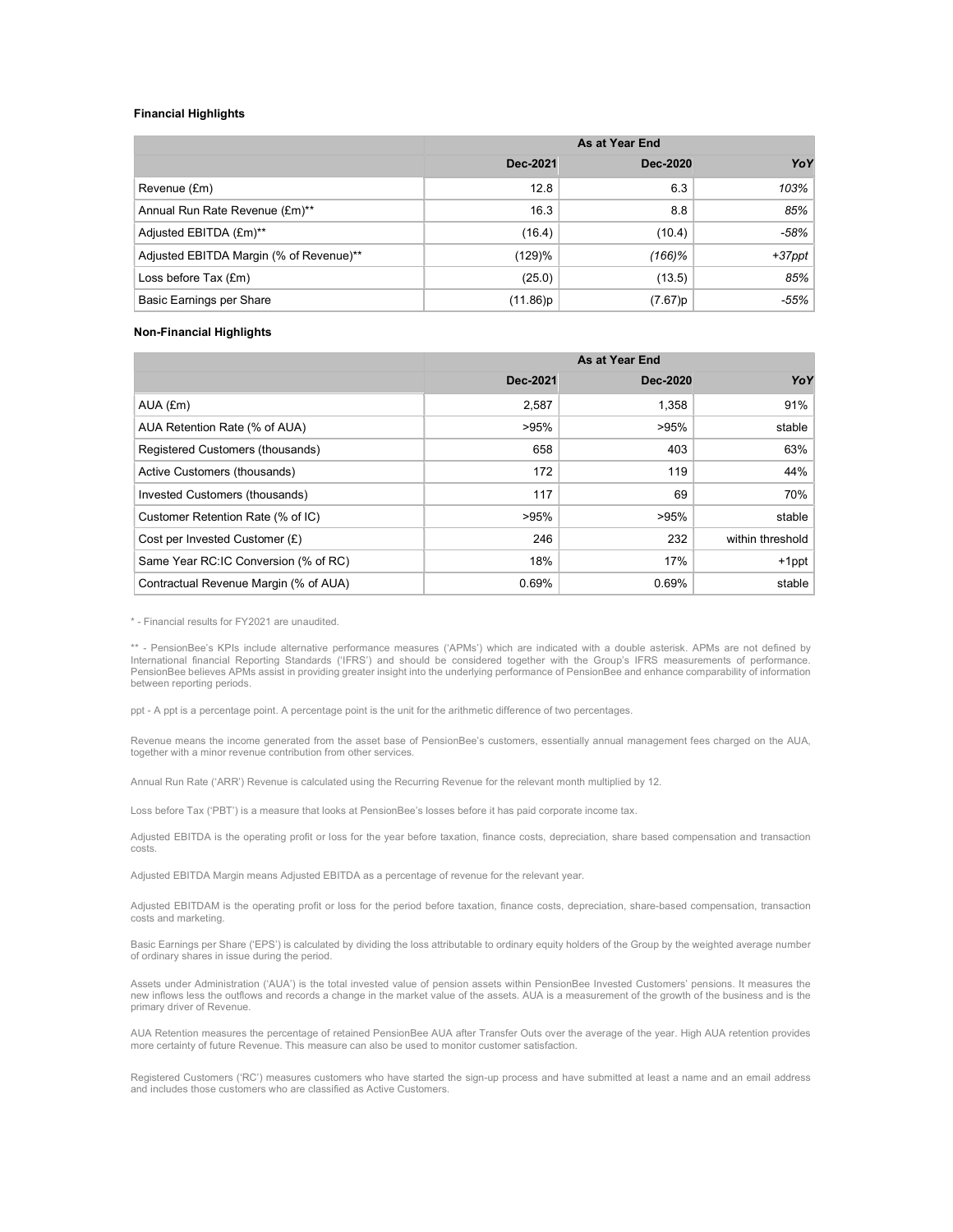**Financial Highlights**

| | As at Year End | | |
|---|---|---|---|
| | **Dec-2021** | **Dec-2020** | ***YoY*** |
| Revenue (£m) | 12.8 | 6.3 | *103%* |
| Annual Run Rate Revenue (£m)** | 16.3 | 8.8 | *85%* |
| Adjusted EBITDA (£m)** | (16.4) | (10.4) | *-58%* |
| Adjusted EBITDA Margin (% of Revenue)** | (129)% | *(166)%* | *+37ppt* |
| Loss before Tax (£m) | (25.0) | (13.5) | *85%* |
| Basic Earnings per Share | (11.86)p | (7.67)p | *-55%* |

**Non-Financial Highlights**

| | As at Year End | | |
|---|---|---|---|
| | **Dec-2021** | **Dec-2020** | ***YoY*** |
| AUA (£m) | 2,587 | 1,358 | 91% |
| AUA Retention Rate (% of AUA) | >95% | >95% | stable |
| Registered Customers (thousands) | 658 | 403 | 63% |
| Active Customers (thousands) | 172 | 119 | 44% |
| Invested Customers (thousands) | 117 | 69 | 70% |
| Customer Retention Rate (% of IC) | >95% | >95% | stable |
| Cost per Invested Customer (£) | 246 | 232 | within threshold |
| Same Year RC:IC Conversion (% of RC) | 18% | 17% | +1ppt |
| Contractual Revenue Margin (% of AUA) | 0.69% | 0.69% | stable |

* - Financial results for FY2021 are unaudited.

** - PensionBee's KPIs include alternative performance measures ('APMs') which are indicated with a double asterisk. APMs are not defined by International financial Reporting Standards ('IFRS') and should be considered together with the Group's IFRS measurements of performance. PensionBee believes APMs assist in providing greater insight into the underlying performance of PensionBee and enhance comparability of information between reporting periods.

ppt - A ppt is a percentage point. A percentage point is the unit for the arithmetic difference of two percentages.

Revenue means the income generated from the asset base of PensionBee's customers, essentially annual management fees charged on the AUA, together with a minor revenue contribution from other services.

Annual Run Rate ('ARR') Revenue is calculated using the Recurring Revenue for the relevant month multiplied by 12.

Loss before Tax ('PBT') is a measure that looks at PensionBee's losses before it has paid corporate income tax.

Adjusted EBITDA is the operating profit or loss for the year before taxation, finance costs, depreciation, share based compensation and transaction costs.

Adjusted EBITDA Margin means Adjusted EBITDA as a percentage of revenue for the relevant year.

Adjusted EBITDAM is the operating profit or loss for the period before taxation, finance costs, depreciation, share-based compensation, transaction costs and marketing.

Basic Earnings per Share ('EPS') is calculated by dividing the loss attributable to ordinary equity holders of the Group by the weighted average number of ordinary shares in issue during the period.

Assets under Administration ('AUA') is the total invested value of pension assets within PensionBee Invested Customers' pensions. It measures the new inflows less the outflows and records a change in the market value of the assets. AUA is a measurement of the growth of the business and is the primary driver of Revenue.

AUA Retention measures the percentage of retained PensionBee AUA after Transfer Outs over the average of the year. High AUA retention provides more certainty of future Revenue. This measure can also be used to monitor customer satisfaction.

Registered Customers ('RC') measures customers who have started the sign-up process and have submitted at least a name and an email address and includes those customers who are classified as Active Customers.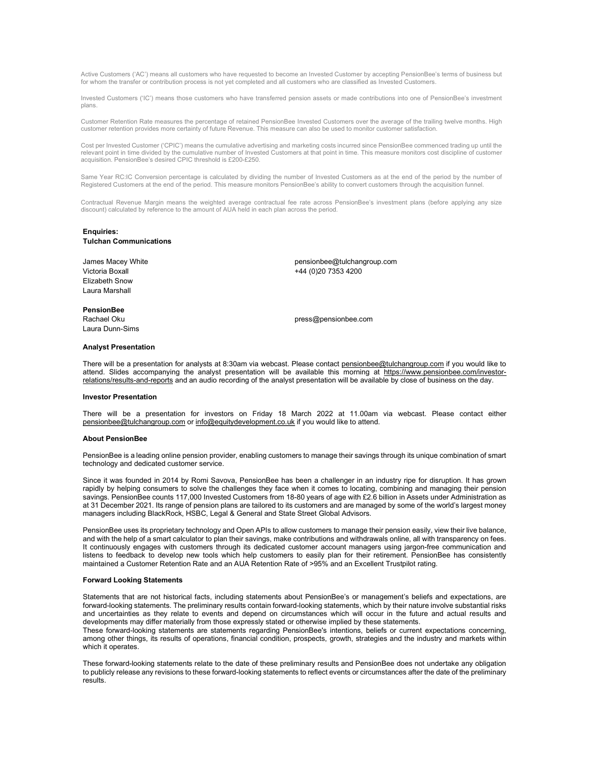Active Customers ('AC') means all customers who have requested to become an Invested Customer by accepting PensionBee's terms of business but for whom the transfer or contribution process is not yet completed and all customers who are classified as Invested Customers.

Invested Customers ('IC') means those customers who have transferred pension assets or made contributions into one of PensionBee's investment plans.

Customer Retention Rate measures the percentage of retained PensionBee Invested Customers over the average of the trailing twelve months. High customer retention provides more certainty of future Revenue. This measure can also be used to monitor customer satisfaction.

Cost per Invested Customer ('CPIC') means the cumulative advertising and marketing costs incurred since PensionBee commenced trading up until the relevant point in time divided by the cumulative number of Invested Customers at that point in time. This measure monitors cost discipline of customer acquisition. PensionBee's desired CPIC threshold is £200-£250.

Same Year RC:IC Conversion percentage is calculated by dividing the number of Invested Customers as at the end of the period by the number of Registered Customers at the end of the period. This measure monitors PensionBee's ability to convert customers through the acquisition funnel.

Contractual Revenue Margin means the weighted average contractual fee rate across PensionBee's investment plans (before applying any size discount) calculated by reference to the amount of AUA held in each plan across the period.

**Enquiries:**
**Tulchan Communications**

James Macey White — pensionbee@tulchangroup.com
Victoria Boxall — +44 (0)20 7353 4200
Elizabeth Snow
Laura Marshall

**PensionBee**
Rachael Oku — press@pensionbee.com
Laura Dunn-Sims

**Analyst Presentation**

There will be a presentation for analysts at 8:30am via webcast. Please contact pensionbee@tulchangroup.com if you would like to attend. Slides accompanying the analyst presentation will be available this morning at https://www.pensionbee.com/investor-relations/results-and-reports and an audio recording of the analyst presentation will be available by close of business on the day.

**Investor Presentation**

There will be a presentation for investors on Friday 18 March 2022 at 11.00am via webcast. Please contact either pensionbee@tulchangroup.com or info@equitydevelopment.co.uk if you would like to attend.

**About PensionBee**

PensionBee is a leading online pension provider, enabling customers to manage their savings through its unique combination of smart technology and dedicated customer service.

Since it was founded in 2014 by Romi Savova, PensionBee has been a challenger in an industry ripe for disruption. It has grown rapidly by helping consumers to solve the challenges they face when it comes to locating, combining and managing their pension savings. PensionBee counts 117,000 Invested Customers from 18-80 years of age with £2.6 billion in Assets under Administration as at 31 December 2021. Its range of pension plans are tailored to its customers and are managed by some of the world's largest money managers including BlackRock, HSBC, Legal & General and State Street Global Advisors.

PensionBee uses its proprietary technology and Open APIs to allow customers to manage their pension easily, view their live balance, and with the help of a smart calculator to plan their savings, make contributions and withdrawals online, all with transparency on fees. It continuously engages with customers through its dedicated customer account managers using jargon-free communication and listens to feedback to develop new tools which help customers to easily plan for their retirement. PensionBee has consistently maintained a Customer Retention Rate and an AUA Retention Rate of >95% and an Excellent Trustpilot rating.

**Forward Looking Statements**

Statements that are not historical facts, including statements about PensionBee's or management's beliefs and expectations, are forward-looking statements. The preliminary results contain forward-looking statements, which by their nature involve substantial risks and uncertainties as they relate to events and depend on circumstances which will occur in the future and actual results and developments may differ materially from those expressly stated or otherwise implied by these statements.
These forward-looking statements are statements regarding PensionBee's intentions, beliefs or current expectations concerning, among other things, its results of operations, financial condition, prospects, growth, strategies and the industry and markets within which it operates.

These forward-looking statements relate to the date of these preliminary results and PensionBee does not undertake any obligation to publicly release any revisions to these forward-looking statements to reflect events or circumstances after the date of the preliminary results.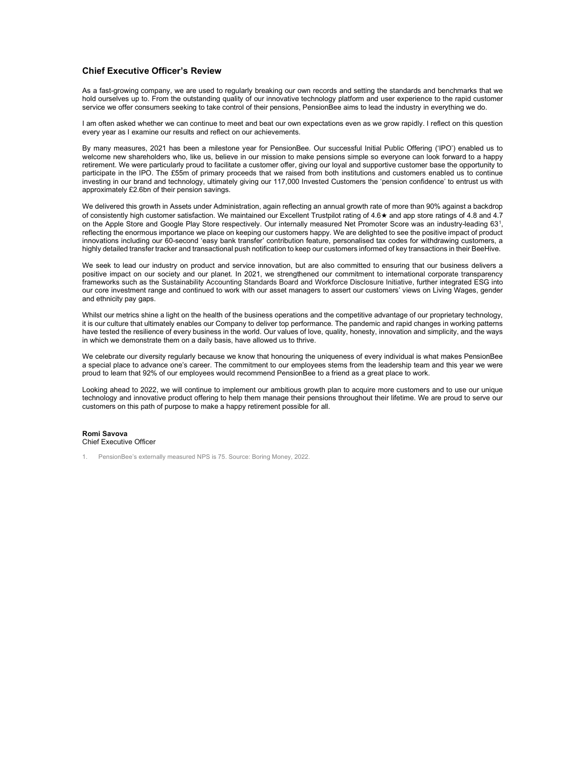## Chief Executive Officer's Review

As a fast-growing company, we are used to regularly breaking our own records and setting the standards and benchmarks that we hold ourselves up to. From the outstanding quality of our innovative technology platform and user experience to the rapid customer service we offer consumers seeking to take control of their pensions, PensionBee aims to lead the industry in everything we do.

I am often asked whether we can continue to meet and beat our own expectations even as we grow rapidly. I reflect on this question every year as I examine our results and reflect on our achievements.

By many measures, 2021 has been a milestone year for PensionBee. Our successful Initial Public Offering ('IPO') enabled us to welcome new shareholders who, like us, believe in our mission to make pensions simple so everyone can look forward to a happy retirement. We were particularly proud to facilitate a customer offer, giving our loyal and supportive customer base the opportunity to participate in the IPO. The £55m of primary proceeds that we raised from both institutions and customers enabled us to continue investing in our brand and technology, ultimately giving our 117,000 Invested Customers the 'pension confidence' to entrust us with approximately £2.6bn of their pension savings.

We delivered this growth in Assets under Administration, again reflecting an annual growth rate of more than 90% against a backdrop of consistently high customer satisfaction. We maintained our Excellent Trustpilot rating of 4.6★ and app store ratings of 4.8 and 4.7 on the Apple Store and Google Play Store respectively. Our internally measured Net Promoter Score was an industry-leading 63[1], reflecting the enormous importance we place on keeping our customers happy. We are delighted to see the positive impact of product innovations including our 60-second 'easy bank transfer' contribution feature, personalised tax codes for withdrawing customers, a highly detailed transfer tracker and transactional push notification to keep our customers informed of key transactions in their BeeHive.

We seek to lead our industry on product and service innovation, but are also committed to ensuring that our business delivers a positive impact on our society and our planet. In 2021, we strengthened our commitment to international corporate transparency frameworks such as the Sustainability Accounting Standards Board and Workforce Disclosure Initiative, further integrated ESG into our core investment range and continued to work with our asset managers to assert our customers' views on Living Wages, gender and ethnicity pay gaps.

Whilst our metrics shine a light on the health of the business operations and the competitive advantage of our proprietary technology, it is our culture that ultimately enables our Company to deliver top performance. The pandemic and rapid changes in working patterns have tested the resilience of every business in the world. Our values of love, quality, honesty, innovation and simplicity, and the ways in which we demonstrate them on a daily basis, have allowed us to thrive.

We celebrate our diversity regularly because we know that honouring the uniqueness of every individual is what makes PensionBee a special place to advance one's career. The commitment to our employees stems from the leadership team and this year we were proud to learn that 92% of our employees would recommend PensionBee to a friend as a great place to work.

Looking ahead to 2022, we will continue to implement our ambitious growth plan to acquire more customers and to use our unique technology and innovative product offering to help them manage their pensions throughout their lifetime. We are proud to serve our customers on this path of purpose to make a happy retirement possible for all.

**Romi Savova**
Chief Executive Officer

1. PensionBee's externally measured NPS is 75. Source: Boring Money, 2022.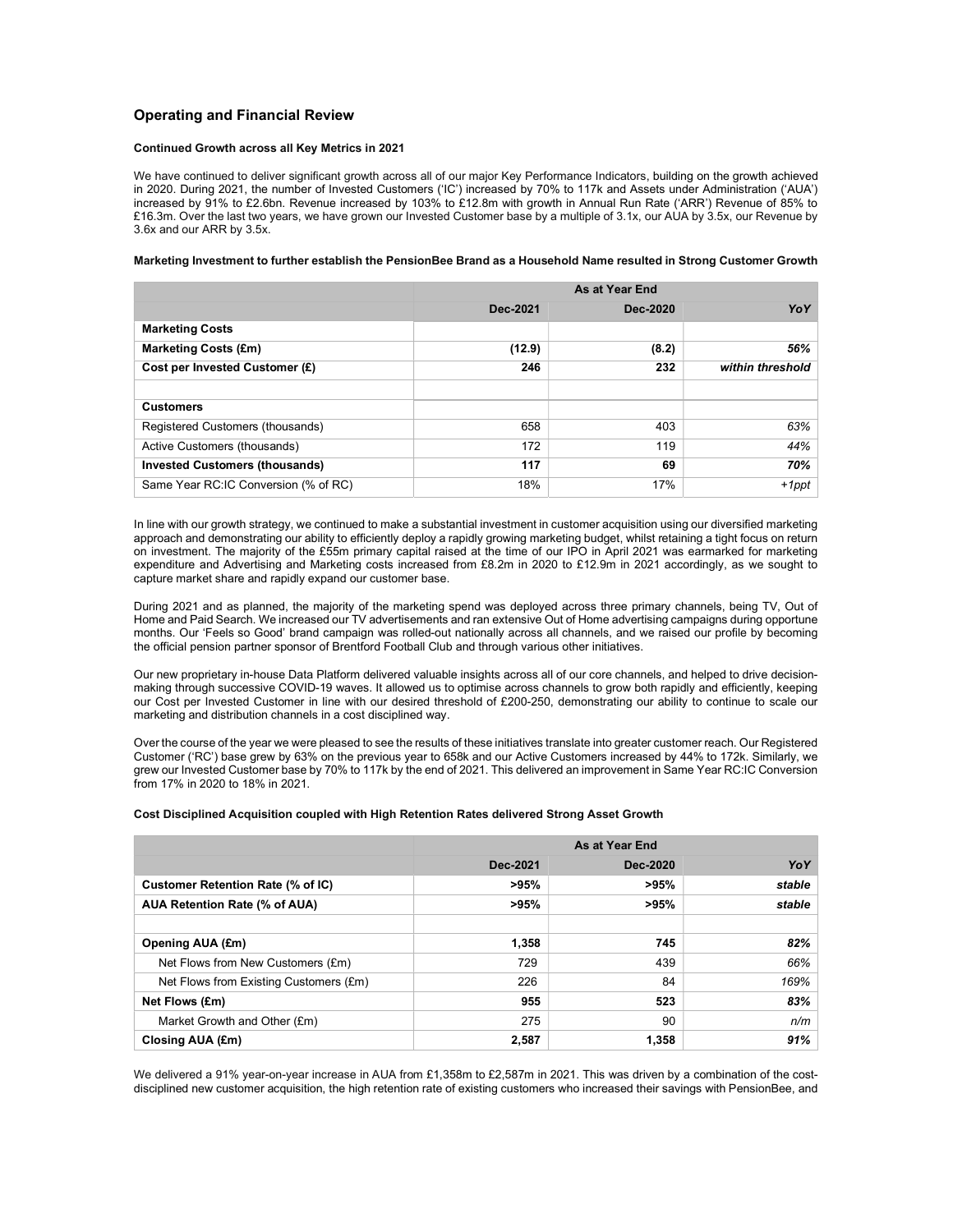## Operating and Financial Review

**Continued Growth across all Key Metrics in 2021**

We have continued to deliver significant growth across all of our major Key Performance Indicators, building on the growth achieved in 2020. During 2021, the number of Invested Customers ('IC') increased by 70% to 117k and Assets under Administration ('AUA') increased by 91% to £2.6bn. Revenue increased by 103% to £12.8m with growth in Annual Run Rate ('ARR') Revenue of 85% to £16.3m. Over the last two years, we have grown our Invested Customer base by a multiple of 3.1x, our AUA by 3.5x, our Revenue by 3.6x and our ARR by 3.5x.

**Marketing Investment to further establish the PensionBee Brand as a Household Name resulted in Strong Customer Growth**

| | As at Year End | | |
|---|---|---|---|
| | **Dec-2021** | **Dec-2020** | ***YoY*** |
| **Marketing Costs** | | | |
| **Marketing Costs (£m)** | **(12.9)** | **(8.2)** | ***56%*** |
| **Cost per Invested Customer (£)** | **246** | **232** | ***within threshold*** |
| | | | |
| **Customers** | | | |
| Registered Customers (thousands) | 658 | 403 | *63%* |
| Active Customers (thousands) | 172 | 119 | *44%* |
| **Invested Customers (thousands)** | **117** | **69** | ***70%*** |
| Same Year RC:IC Conversion (% of RC) | 18% | 17% | *+1ppt* |

In line with our growth strategy, we continued to make a substantial investment in customer acquisition using our diversified marketing approach and demonstrating our ability to efficiently deploy a rapidly growing marketing budget, whilst retaining a tight focus on return on investment. The majority of the £55m primary capital raised at the time of our IPO in April 2021 was earmarked for marketing expenditure and Advertising and Marketing costs increased from £8.2m in 2020 to £12.9m in 2021 accordingly, as we sought to capture market share and rapidly expand our customer base.

During 2021 and as planned, the majority of the marketing spend was deployed across three primary channels, being TV, Out of Home and Paid Search. We increased our TV advertisements and ran extensive Out of Home advertising campaigns during opportune months. Our 'Feels so Good' brand campaign was rolled-out nationally across all channels, and we raised our profile by becoming the official pension partner sponsor of Brentford Football Club and through various other initiatives.

Our new proprietary in-house Data Platform delivered valuable insights across all of our core channels, and helped to drive decision-making through successive COVID-19 waves. It allowed us to optimise across channels to grow both rapidly and efficiently, keeping our Cost per Invested Customer in line with our desired threshold of £200-250, demonstrating our ability to continue to scale our marketing and distribution channels in a cost disciplined way.

Over the course of the year we were pleased to see the results of these initiatives translate into greater customer reach. Our Registered Customer ('RC') base grew by 63% on the previous year to 658k and our Active Customers increased by 44% to 172k. Similarly, we grew our Invested Customer base by 70% to 117k by the end of 2021. This delivered an improvement in Same Year RC:IC Conversion from 17% in 2020 to 18% in 2021.

**Cost Disciplined Acquisition coupled with High Retention Rates delivered Strong Asset Growth**

| | As at Year End | | |
|---|---|---|---|
| | **Dec-2021** | **Dec-2020** | ***YoY*** |
| **Customer Retention Rate (% of IC)** | **>95%** | **>95%** | ***stable*** |
| **AUA Retention Rate (% of AUA)** | **>95%** | **>95%** | ***stable*** |
| | | | |
| **Opening AUA (£m)** | **1,358** | **745** | ***82%*** |
| Net Flows from New Customers (£m) | 729 | 439 | *66%* |
| Net Flows from Existing Customers (£m) | 226 | 84 | *169%* |
| **Net Flows (£m)** | **955** | **523** | ***83%*** |
| Market Growth and Other (£m) | 275 | 90 | *n/m* |
| **Closing AUA (£m)** | **2,587** | **1,358** | ***91%*** |

We delivered a 91% year-on-year increase in AUA from £1,358m to £2,587m in 2021. This was driven by a combination of the cost-disciplined new customer acquisition, the high retention rate of existing customers who increased their savings with PensionBee, and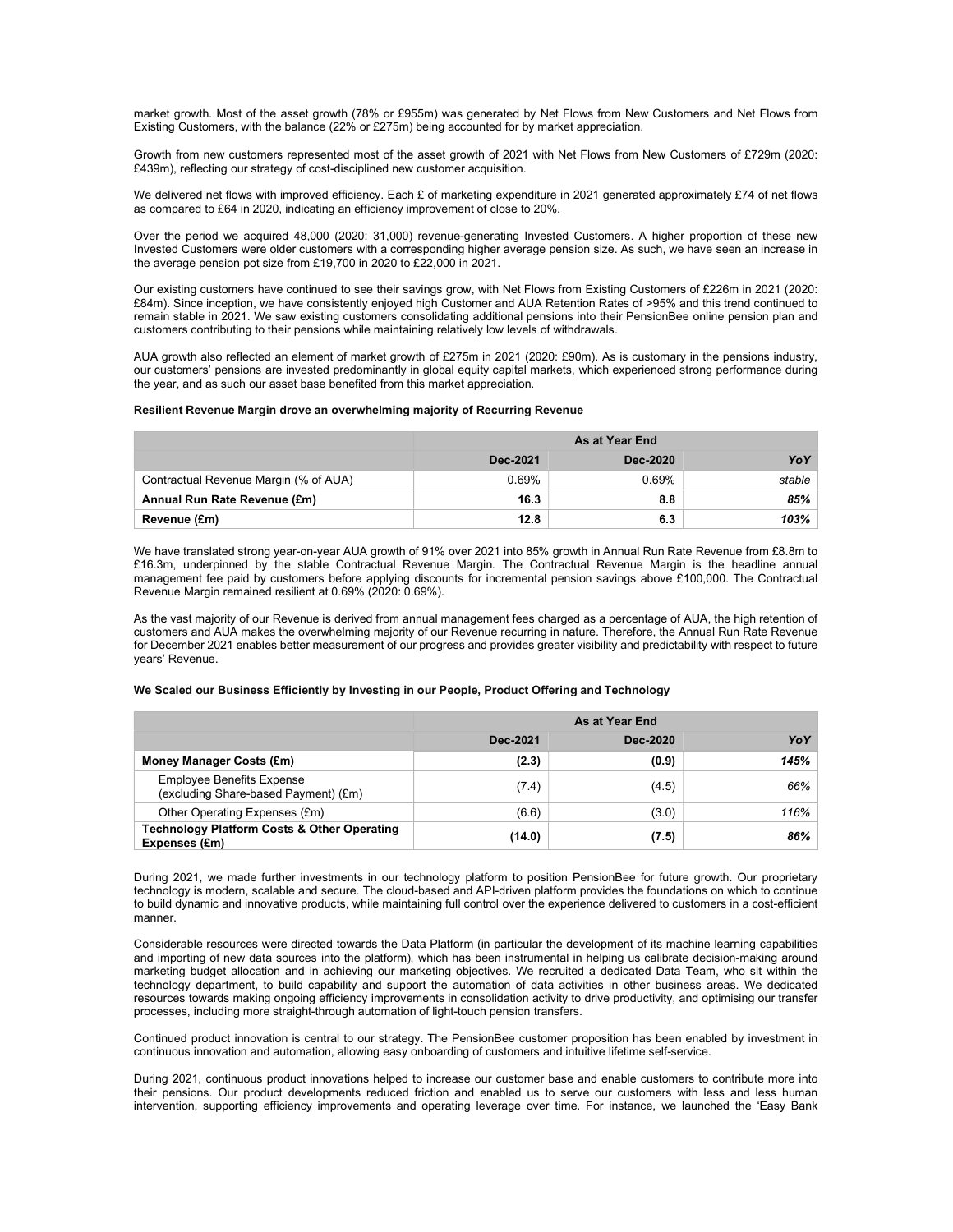market growth. Most of the asset growth (78% or £955m) was generated by Net Flows from New Customers and Net Flows from Existing Customers, with the balance (22% or £275m) being accounted for by market appreciation.

Growth from new customers represented most of the asset growth of 2021 with Net Flows from New Customers of £729m (2020: £439m), reflecting our strategy of cost-disciplined new customer acquisition.

We delivered net flows with improved efficiency. Each £ of marketing expenditure in 2021 generated approximately £74 of net flows as compared to £64 in 2020, indicating an efficiency improvement of close to 20%.

Over the period we acquired 48,000 (2020: 31,000) revenue-generating Invested Customers. A higher proportion of these new Invested Customers were older customers with a corresponding higher average pension size. As such, we have seen an increase in the average pension pot size from £19,700 in 2020 to £22,000 in 2021.

Our existing customers have continued to see their savings grow, with Net Flows from Existing Customers of £226m in 2021 (2020: £84m). Since inception, we have consistently enjoyed high Customer and AUA Retention Rates of >95% and this trend continued to remain stable in 2021. We saw existing customers consolidating additional pensions into their PensionBee online pension plan and customers contributing to their pensions while maintaining relatively low levels of withdrawals.

AUA growth also reflected an element of market growth of £275m in 2021 (2020: £90m). As is customary in the pensions industry, our customers' pensions are invested predominantly in global equity capital markets, which experienced strong performance during the year, and as such our asset base benefited from this market appreciation.

**Resilient Revenue Margin drove an overwhelming majority of Recurring Revenue**

| | As at Year End | | |
|---|---|---|---|
| | Dec-2021 | Dec-2020 | *YoY* |
| Contractual Revenue Margin (% of AUA) | 0.69% | 0.69% | *stable* |
| **Annual Run Rate Revenue (£m)** | **16.3** | **8.8** | ***85%*** |
| **Revenue (£m)** | **12.8** | **6.3** | ***103%*** |

We have translated strong year-on-year AUA growth of 91% over 2021 into 85% growth in Annual Run Rate Revenue from £8.8m to £16.3m, underpinned by the stable Contractual Revenue Margin. The Contractual Revenue Margin is the headline annual management fee paid by customers before applying discounts for incremental pension savings above £100,000. The Contractual Revenue Margin remained resilient at 0.69% (2020: 0.69%).

As the vast majority of our Revenue is derived from annual management fees charged as a percentage of AUA, the high retention of customers and AUA makes the overwhelming majority of our Revenue recurring in nature. Therefore, the Annual Run Rate Revenue for December 2021 enables better measurement of our progress and provides greater visibility and predictability with respect to future years' Revenue.

**We Scaled our Business Efficiently by Investing in our People, Product Offering and Technology**

| | As at Year End | | |
|---|---|---|---|
| | Dec-2021 | Dec-2020 | *YoY* |
| **Money Manager Costs (£m)** | **(2.3)** | **(0.9)** | ***145%*** |
| Employee Benefits Expense (excluding Share-based Payment) (£m) | (7.4) | (4.5) | *66%* |
| Other Operating Expenses (£m) | (6.6) | (3.0) | *116%* |
| **Technology Platform Costs & Other Operating Expenses (£m)** | **(14.0)** | **(7.5)** | ***86%*** |

During 2021, we made further investments in our technology platform to position PensionBee for future growth. Our proprietary technology is modern, scalable and secure. The cloud-based and API-driven platform provides the foundations on which to continue to build dynamic and innovative products, while maintaining full control over the experience delivered to customers in a cost-efficient manner.

Considerable resources were directed towards the Data Platform (in particular the development of its machine learning capabilities and importing of new data sources into the platform), which has been instrumental in helping us calibrate decision-making around marketing budget allocation and in achieving our marketing objectives. We recruited a dedicated Data Team, who sit within the technology department, to build capability and support the automation of data activities in other business areas. We dedicated resources towards making ongoing efficiency improvements in consolidation activity to drive productivity, and optimising our transfer processes, including more straight-through automation of light-touch pension transfers.

Continued product innovation is central to our strategy. The PensionBee customer proposition has been enabled by investment in continuous innovation and automation, allowing easy onboarding of customers and intuitive lifetime self-service.

During 2021, continuous product innovations helped to increase our customer base and enable customers to contribute more into their pensions. Our product developments reduced friction and enabled us to serve our customers with less and less human intervention, supporting efficiency improvements and operating leverage over time. For instance, we launched the 'Easy Bank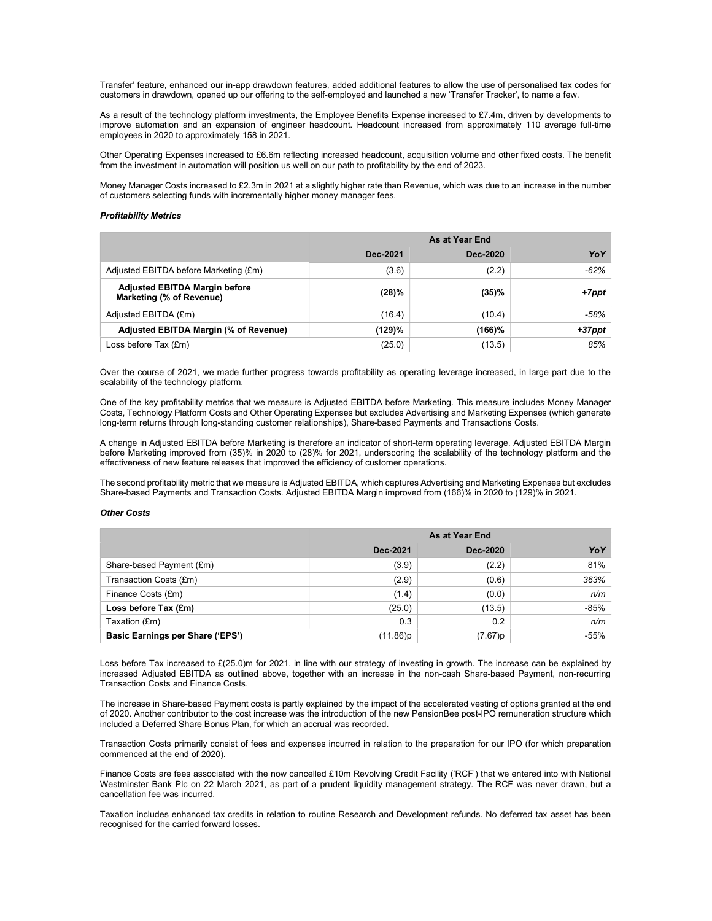Transfer' feature, enhanced our in-app drawdown features, added additional features to allow the use of personalised tax codes for customers in drawdown, opened up our offering to the self-employed and launched a new 'Transfer Tracker', to name a few.

As a result of the technology platform investments, the Employee Benefits Expense increased to £7.4m, driven by developments to improve automation and an expansion of engineer headcount. Headcount increased from approximately 110 average full-time employees in 2020 to approximately 158 in 2021.

Other Operating Expenses increased to £6.6m reflecting increased headcount, acquisition volume and other fixed costs. The benefit from the investment in automation will position us well on our path to profitability by the end of 2023.

Money Manager Costs increased to £2.3m in 2021 at a slightly higher rate than Revenue, which was due to an increase in the number of customers selecting funds with incrementally higher money manager fees.

***Profitability Metrics***

| | As at Year End | | |
|---|---|---|---|
| | **Dec-2021** | **Dec-2020** | ***YoY*** |
| Adjusted EBITDA before Marketing (£m) | (3.6) | (2.2) | *-62%* |
| **Adjusted EBITDA Margin before Marketing (% of Revenue)** | **(28)%** | **(35)%** | ***+7ppt*** |
| Adjusted EBITDA (£m) | (16.4) | (10.4) | *-58%* |
| **Adjusted EBITDA Margin (% of Revenue)** | **(129)%** | **(166)%** | ***+37ppt*** |
| Loss before Tax (£m) | (25.0) | (13.5) | *85%* |

Over the course of 2021, we made further progress towards profitability as operating leverage increased, in large part due to the scalability of the technology platform.

One of the key profitability metrics that we measure is Adjusted EBITDA before Marketing. This measure includes Money Manager Costs, Technology Platform Costs and Other Operating Expenses but excludes Advertising and Marketing Expenses (which generate long-term returns through long-standing customer relationships), Share-based Payments and Transactions Costs.

A change in Adjusted EBITDA before Marketing is therefore an indicator of short-term operating leverage. Adjusted EBITDA Margin before Marketing improved from (35)% in 2020 to (28)% for 2021, underscoring the scalability of the technology platform and the effectiveness of new feature releases that improved the efficiency of customer operations.

The second profitability metric that we measure is Adjusted EBITDA, which captures Advertising and Marketing Expenses but excludes Share-based Payments and Transaction Costs. Adjusted EBITDA Margin improved from (166)% in 2020 to (129)% in 2021.

***Other Costs***

| | As at Year End | | |
|---|---|---|---|
| | **Dec-2021** | **Dec-2020** | ***YoY*** |
| Share-based Payment (£m) | (3.9) | (2.2) | 81% |
| Transaction Costs (£m) | (2.9) | (0.6) | *363%* |
| Finance Costs (£m) | (1.4) | (0.0) | *n/m* |
| **Loss before Tax (£m)** | (25.0) | (13.5) | -85% |
| Taxation (£m) | 0.3 | 0.2 | *n/m* |
| **Basic Earnings per Share ('EPS')** | (11.86)p | (7.67)p | -55% |

Loss before Tax increased to £(25.0)m for 2021, in line with our strategy of investing in growth. The increase can be explained by increased Adjusted EBITDA as outlined above, together with an increase in the non-cash Share-based Payment, non-recurring Transaction Costs and Finance Costs.

The increase in Share-based Payment costs is partly explained by the impact of the accelerated vesting of options granted at the end of 2020. Another contributor to the cost increase was the introduction of the new PensionBee post-IPO remuneration structure which included a Deferred Share Bonus Plan, for which an accrual was recorded.

Transaction Costs primarily consist of fees and expenses incurred in relation to the preparation for our IPO (for which preparation commenced at the end of 2020).

Finance Costs are fees associated with the now cancelled £10m Revolving Credit Facility ('RCF') that we entered into with National Westminster Bank Plc on 22 March 2021, as part of a prudent liquidity management strategy. The RCF was never drawn, but a cancellation fee was incurred.

Taxation includes enhanced tax credits in relation to routine Research and Development refunds. No deferred tax asset has been recognised for the carried forward losses.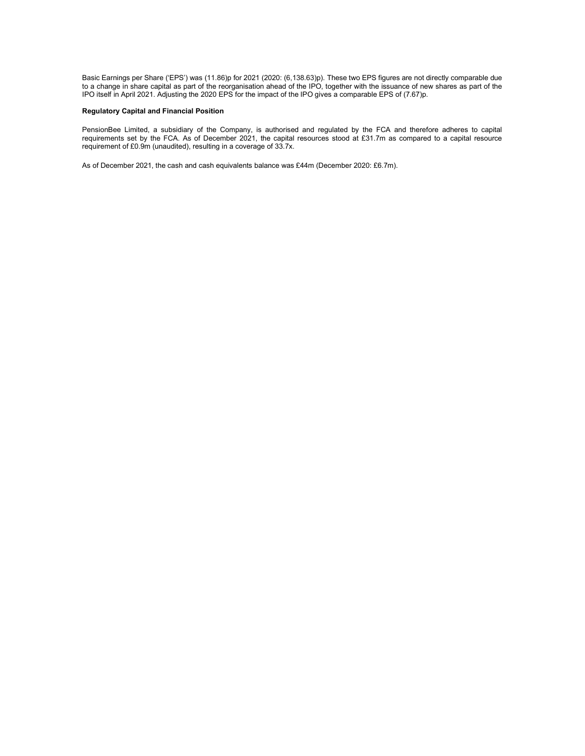Basic Earnings per Share ('EPS') was (11.86)p for 2021 (2020: (6,138.63)p). These two EPS figures are not directly comparable due to a change in share capital as part of the reorganisation ahead of the IPO, together with the issuance of new shares as part of the IPO itself in April 2021. Adjusting the 2020 EPS for the impact of the IPO gives a comparable EPS of (7.67)p.

**Regulatory Capital and Financial Position**

PensionBee Limited, a subsidiary of the Company, is authorised and regulated by the FCA and therefore adheres to capital requirements set by the FCA. As of December 2021, the capital resources stood at £31.7m as compared to a capital resource requirement of £0.9m (unaudited), resulting in a coverage of 33.7x.

As of December 2021, the cash and cash equivalents balance was £44m (December 2020: £6.7m).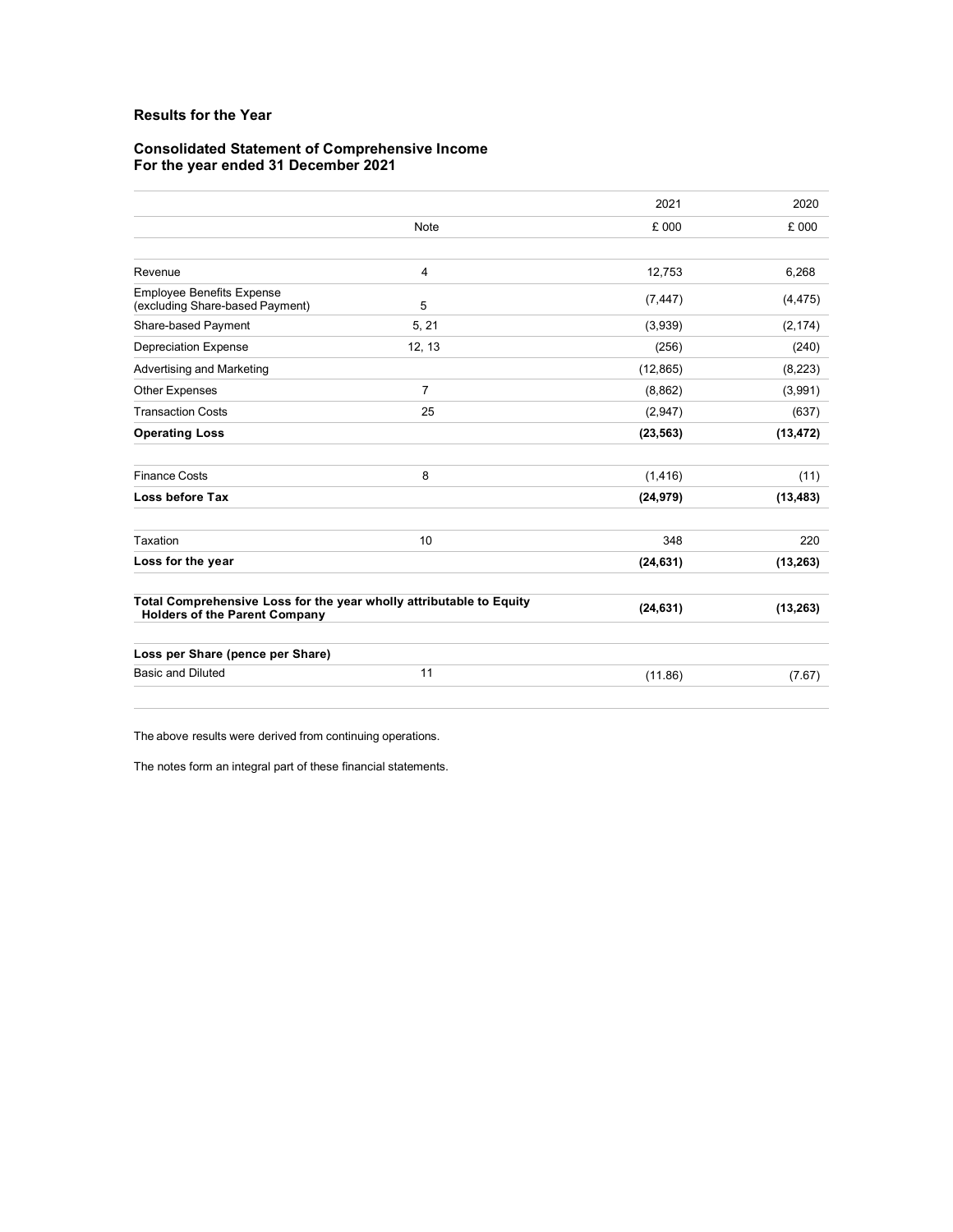## Results for the Year

### Consolidated Statement of Comprehensive Income
### For the year ended 31 December 2021

| | Note | 2021 | 2020 |
|---|---|---|---|
| | | £ 000 | £ 000 |
| Revenue | 4 | 12,753 | 6,268 |
| Employee Benefits Expense (excluding Share-based Payment) | 5 | (7,447) | (4,475) |
| Share-based Payment | 5, 21 | (3,939) | (2,174) |
| Depreciation Expense | 12, 13 | (256) | (240) |
| Advertising and Marketing | | (12,865) | (8,223) |
| Other Expenses | 7 | (8,862) | (3,991) |
| Transaction Costs | 25 | (2,947) | (637) |
| **Operating Loss** | | **(23,563)** | **(13,472)** |
| Finance Costs | 8 | (1,416) | (11) |
| **Loss before Tax** | | **(24,979)** | **(13,483)** |
| Taxation | 10 | 348 | 220 |
| **Loss for the year** | | **(24,631)** | **(13,263)** |
| **Total Comprehensive Loss for the year wholly attributable to Equity Holders of the Parent Company** | | **(24,631)** | **(13,263)** |
| **Loss per Share (pence per Share)** | | | |
| Basic and Diluted | 11 | (11.86) | (7.67) |

The above results were derived from continuing operations.

The notes form an integral part of these financial statements.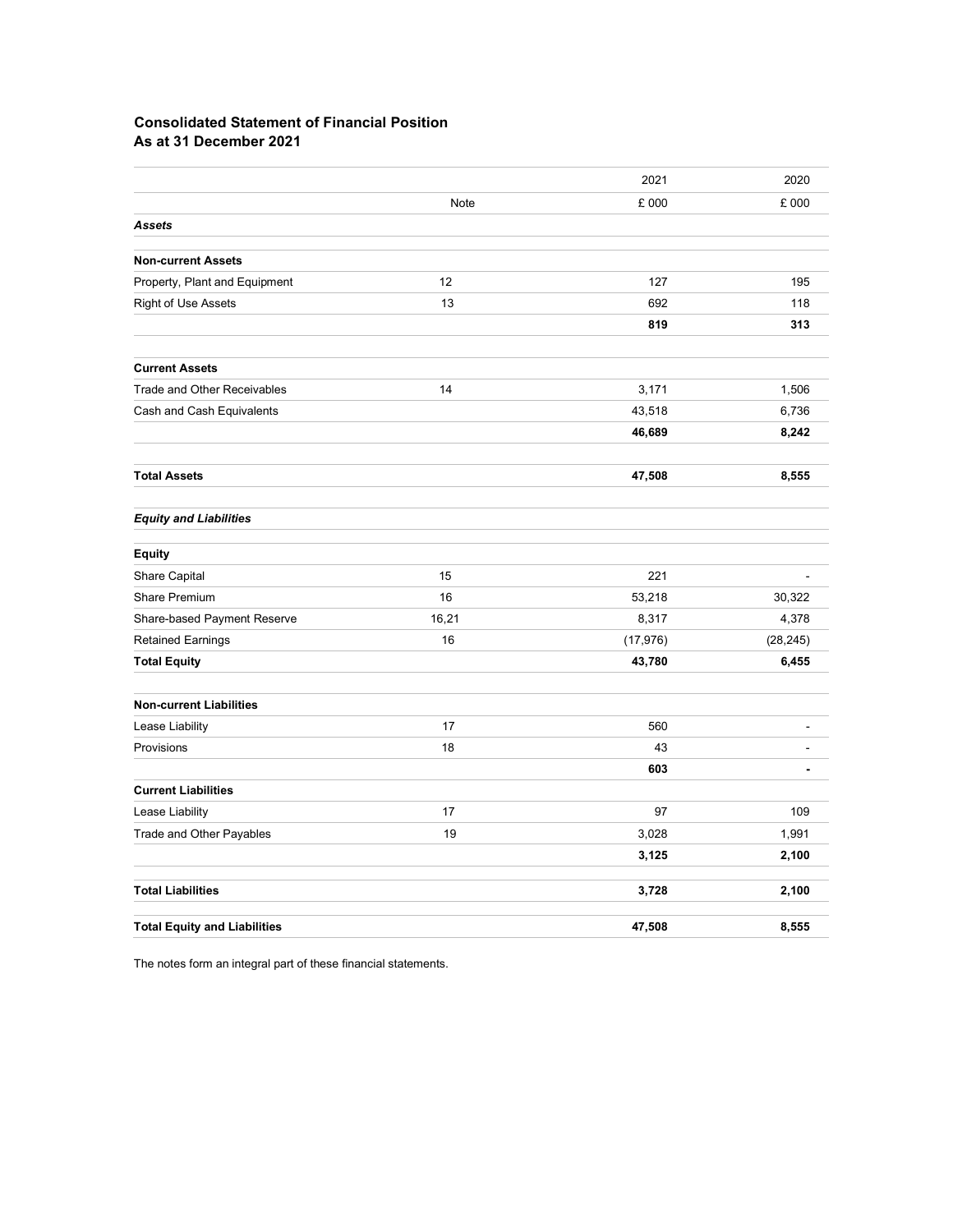## Consolidated Statement of Financial Position
### As at 31 December 2021

| | Note | 2021 | 2020 |
|---|---|---|---|
| | | £ 000 | £ 000 |
| ***Assets*** | | | |
| **Non-current Assets** | | | |
| Property, Plant and Equipment | 12 | 127 | 195 |
| Right of Use Assets | 13 | 692 | 118 |
| | | **819** | **313** |
| **Current Assets** | | | |
| Trade and Other Receivables | 14 | 3,171 | 1,506 |
| Cash and Cash Equivalents | | 43,518 | 6,736 |
| | | **46,689** | **8,242** |
| **Total Assets** | | **47,508** | **8,555** |
| ***Equity and Liabilities*** | | | |
| **Equity** | | | |
| Share Capital | 15 | 221 | - |
| Share Premium | 16 | 53,218 | 30,322 |
| Share-based Payment Reserve | 16,21 | 8,317 | 4,378 |
| Retained Earnings | 16 | (17,976) | (28,245) |
| **Total Equity** | | **43,780** | **6,455** |
| **Non-current Liabilities** | | | |
| Lease Liability | 17 | 560 | - |
| Provisions | 18 | 43 | - |
| | | **603** | **-** |
| **Current Liabilities** | | | |
| Lease Liability | 17 | 97 | 109 |
| Trade and Other Payables | 19 | 3,028 | 1,991 |
| | | **3,125** | **2,100** |
| **Total Liabilities** | | **3,728** | **2,100** |
| **Total Equity and Liabilities** | | **47,508** | **8,555** |

The notes form an integral part of these financial statements.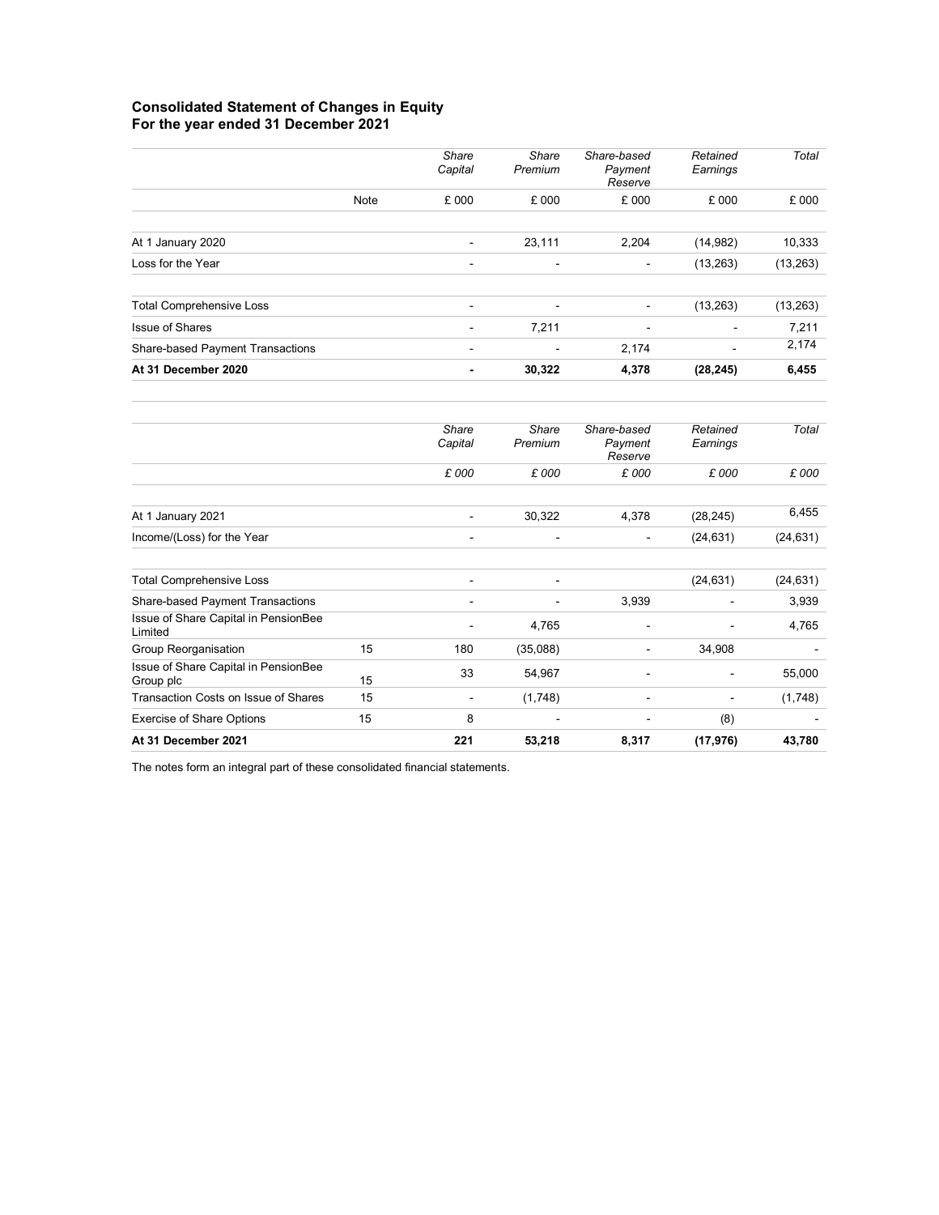## Consolidated Statement of Changes in Equity
## For the year ended 31 December 2021

| | Note | *Share Capital* | *Share Premium* | *Share-based Payment Reserve* | *Retained Earnings* | *Total* |
|---|---|---|---|---|---|---|
| | | £ 000 | £ 000 | £ 000 | £ 000 | £ 000 |
| At 1 January 2020 | | - | 23,111 | 2,204 | (14,982) | 10,333 |
| Loss for the Year | | - | - | - | (13,263) | (13,263) |
| Total Comprehensive Loss | | - | - | - | (13,263) | (13,263) |
| Issue of Shares | | - | 7,211 | - | - | 7,211 |
| Share-based Payment Transactions | | - | - | 2,174 | - | 2,174 |
| **At 31 December 2020** | | **-** | **30,322** | **4,378** | **(28,245)** | **6,455** |

| | Note | *Share Capital* | *Share Premium* | *Share-based Payment Reserve* | *Retained Earnings* | *Total* |
|---|---|---|---|---|---|---|
| | | *£ 000* | *£ 000* | *£ 000* | *£ 000* | *£ 000* |
| At 1 January 2021 | | - | 30,322 | 4,378 | (28,245) | 6,455 |
| Income/(Loss) for the Year | | - | - | - | (24,631) | (24,631) |
| Total Comprehensive Loss | | - | - | | (24,631) | (24,631) |
| Share-based Payment Transactions | | - | - | 3,939 | - | 3,939 |
| Issue of Share Capital in PensionBee Limited | | - | 4,765 | - | - | 4,765 |
| Group Reorganisation | 15 | 180 | (35,088) | - | 34,908 | - |
| Issue of Share Capital in PensionBee Group plc | 15 | 33 | 54,967 | - | - | 55,000 |
| Transaction Costs on Issue of Shares | 15 | - | (1,748) | - | - | (1,748) |
| Exercise of Share Options | 15 | 8 | - | - | (8) | - |
| **At 31 December 2021** | | **221** | **53,218** | **8,317** | **(17,976)** | **43,780** |

The notes form an integral part of these consolidated financial statements.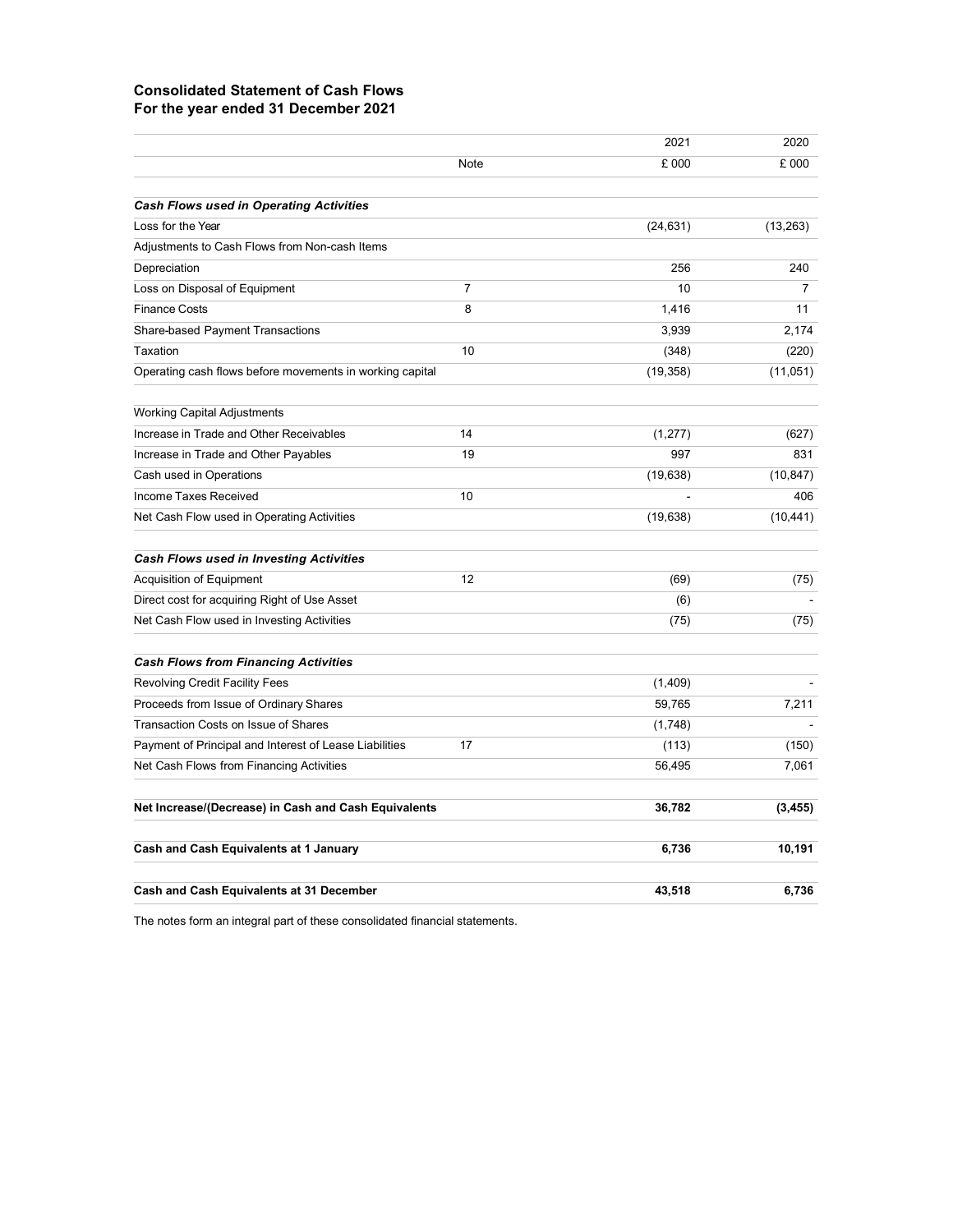## Consolidated Statement of Cash Flows
## For the year ended 31 December 2021

| | Note | 2021 | 2020 |
|---|---|---|---|
| | | £ 000 | £ 000 |
| ***Cash Flows used in Operating Activities*** | | | |
| Loss for the Year | | (24,631) | (13,263) |
| Adjustments to Cash Flows from Non-cash Items | | | |
| Depreciation | | 256 | 240 |
| Loss on Disposal of Equipment | 7 | 10 | 7 |
| Finance Costs | 8 | 1,416 | 11 |
| Share-based Payment Transactions | | 3,939 | 2,174 |
| Taxation | 10 | (348) | (220) |
| Operating cash flows before movements in working capital | | (19,358) | (11,051) |
| Working Capital Adjustments | | | |
| Increase in Trade and Other Receivables | 14 | (1,277) | (627) |
| Increase in Trade and Other Payables | 19 | 997 | 831 |
| Cash used in Operations | | (19,638) | (10,847) |
| Income Taxes Received | 10 | - | 406 |
| Net Cash Flow used in Operating Activities | | (19,638) | (10,441) |
| ***Cash Flows used in Investing Activities*** | | | |
| Acquisition of Equipment | 12 | (69) | (75) |
| Direct cost for acquiring Right of Use Asset | | (6) | - |
| Net Cash Flow used in Investing Activities | | (75) | (75) |
| ***Cash Flows from Financing Activities*** | | | |
| Revolving Credit Facility Fees | | (1,409) | - |
| Proceeds from Issue of Ordinary Shares | | 59,765 | 7,211 |
| Transaction Costs on Issue of Shares | | (1,748) | - |
| Payment of Principal and Interest of Lease Liabilities | 17 | (113) | (150) |
| Net Cash Flows from Financing Activities | | 56,495 | 7,061 |
| **Net Increase/(Decrease) in Cash and Cash Equivalents** | | **36,782** | **(3,455)** |
| **Cash and Cash Equivalents at 1 January** | | **6,736** | **10,191** |
| **Cash and Cash Equivalents at 31 December** | | **43,518** | **6,736** |

The notes form an integral part of these consolidated financial statements.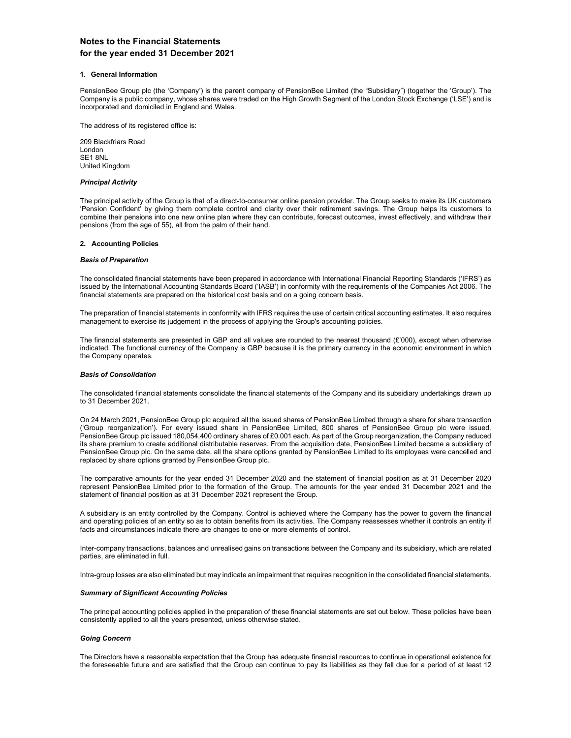# Notes to the Financial Statements for the year ended 31 December 2021

## 1. General Information

PensionBee Group plc (the 'Company') is the parent company of PensionBee Limited (the "Subsidiary") (together the 'Group'). The Company is a public company, whose shares were traded on the High Growth Segment of the London Stock Exchange ('LSE') and is incorporated and domiciled in England and Wales.

The address of its registered office is:

209 Blackfriars Road
London
SE1 8NL
United Kingdom

### *Principal Activity*

The principal activity of the Group is that of a direct-to-consumer online pension provider. The Group seeks to make its UK customers 'Pension Confident' by giving them complete control and clarity over their retirement savings. The Group helps its customers to combine their pensions into one new online plan where they can contribute, forecast outcomes, invest effectively, and withdraw their pensions (from the age of 55), all from the palm of their hand.

## 2. Accounting Policies

### *Basis of Preparation*

The consolidated financial statements have been prepared in accordance with International Financial Reporting Standards ('IFRS') as issued by the International Accounting Standards Board ('IASB') in conformity with the requirements of the Companies Act 2006. The financial statements are prepared on the historical cost basis and on a going concern basis.

The preparation of financial statements in conformity with IFRS requires the use of certain critical accounting estimates. It also requires management to exercise its judgement in the process of applying the Group's accounting policies.

The financial statements are presented in GBP and all values are rounded to the nearest thousand (£'000), except when otherwise indicated. The functional currency of the Company is GBP because it is the primary currency in the economic environment in which the Company operates.

### *Basis of Consolidation*

The consolidated financial statements consolidate the financial statements of the Company and its subsidiary undertakings drawn up to 31 December 2021.

On 24 March 2021, PensionBee Group plc acquired all the issued shares of PensionBee Limited through a share for share transaction ('Group reorganization'). For every issued share in PensionBee Limited, 800 shares of PensionBee Group plc were issued. PensionBee Group plc issued 180,054,400 ordinary shares of £0.001 each. As part of the Group reorganization, the Company reduced its share premium to create additional distributable reserves. From the acquisition date, PensionBee Limited became a subsidiary of PensionBee Group plc. On the same date, all the share options granted by PensionBee Limited to its employees were cancelled and replaced by share options granted by PensionBee Group plc.

The comparative amounts for the year ended 31 December 2020 and the statement of financial position as at 31 December 2020 represent PensionBee Limited prior to the formation of the Group. The amounts for the year ended 31 December 2021 and the statement of financial position as at 31 December 2021 represent the Group.

A subsidiary is an entity controlled by the Company. Control is achieved where the Company has the power to govern the financial and operating policies of an entity so as to obtain benefits from its activities. The Company reassesses whether it controls an entity if facts and circumstances indicate there are changes to one or more elements of control.

Inter-company transactions, balances and unrealised gains on transactions between the Company and its subsidiary, which are related parties, are eliminated in full.

Intra-group losses are also eliminated but may indicate an impairment that requires recognition in the consolidated financial statements.

### *Summary of Significant Accounting Policies*

The principal accounting policies applied in the preparation of these financial statements are set out below. These policies have been consistently applied to all the years presented, unless otherwise stated.

### *Going Concern*

The Directors have a reasonable expectation that the Group has adequate financial resources to continue in operational existence for the foreseeable future and are satisfied that the Group can continue to pay its liabilities as they fall due for a period of at least 12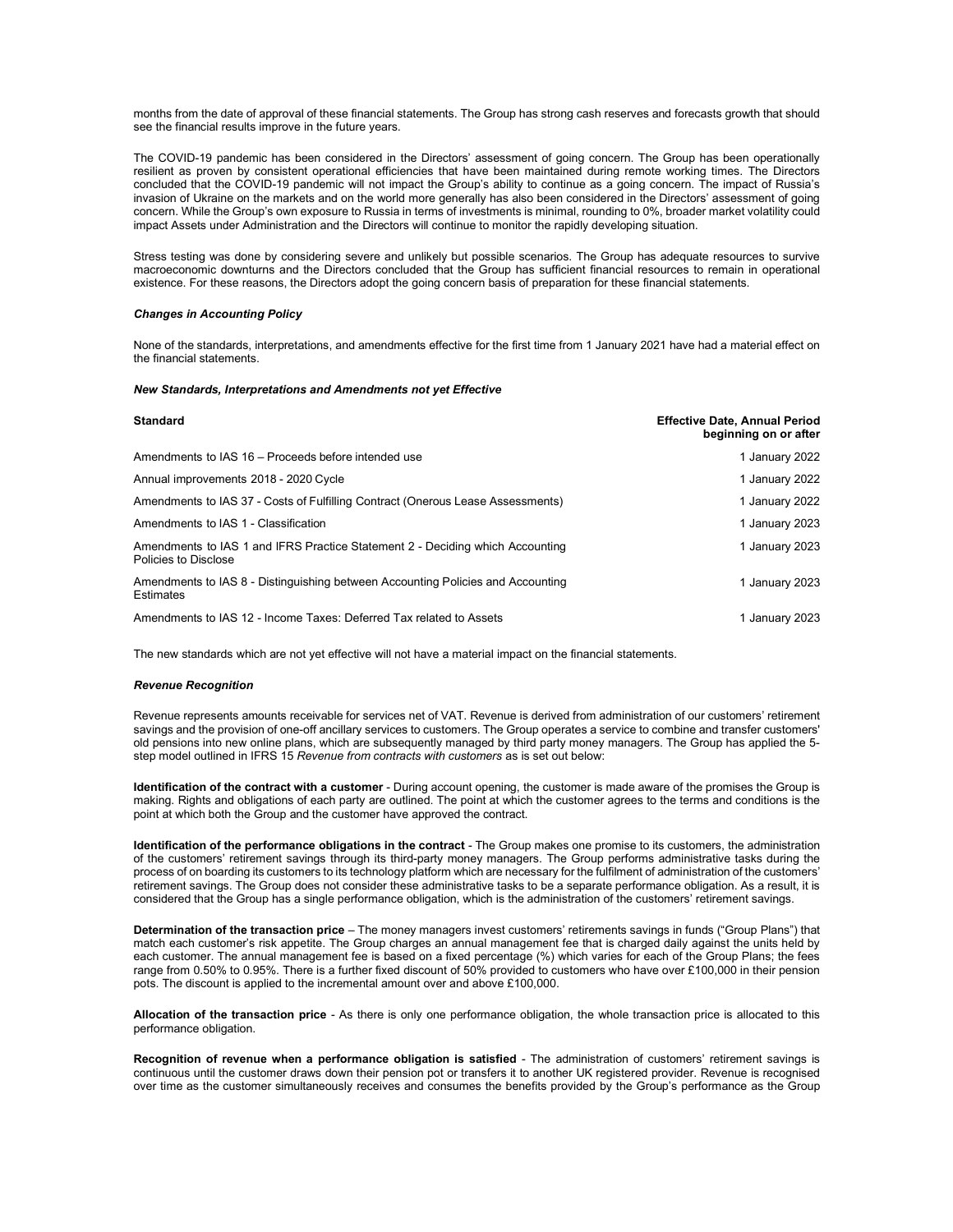months from the date of approval of these financial statements. The Group has strong cash reserves and forecasts growth that should see the financial results improve in the future years.

The COVID-19 pandemic has been considered in the Directors' assessment of going concern. The Group has been operationally resilient as proven by consistent operational efficiencies that have been maintained during remote working times. The Directors concluded that the COVID-19 pandemic will not impact the Group's ability to continue as a going concern. The impact of Russia's invasion of Ukraine on the markets and on the world more generally has also been considered in the Directors' assessment of going concern. While the Group's own exposure to Russia in terms of investments is minimal, rounding to 0%, broader market volatility could impact Assets under Administration and the Directors will continue to monitor the rapidly developing situation.

Stress testing was done by considering severe and unlikely but possible scenarios. The Group has adequate resources to survive macroeconomic downturns and the Directors concluded that the Group has sufficient financial resources to remain in operational existence. For these reasons, the Directors adopt the going concern basis of preparation for these financial statements.

***Changes in Accounting Policy***

None of the standards, interpretations, and amendments effective for the first time from 1 January 2021 have had a material effect on the financial statements.

***New Standards, Interpretations and Amendments not yet Effective***

| **Standard** | **Effective Date, Annual Period beginning on or after** |
|---|---|
| Amendments to IAS 16 – Proceeds before intended use | 1 January 2022 |
| Annual improvements 2018 - 2020 Cycle | 1 January 2022 |
| Amendments to IAS 37 - Costs of Fulfilling Contract (Onerous Lease Assessments) | 1 January 2022 |
| Amendments to IAS 1 - Classification | 1 January 2023 |
| Amendments to IAS 1 and IFRS Practice Statement 2 - Deciding which Accounting Policies to Disclose | 1 January 2023 |
| Amendments to IAS 8 - Distinguishing between Accounting Policies and Accounting Estimates | 1 January 2023 |
| Amendments to IAS 12 - Income Taxes: Deferred Tax related to Assets | 1 January 2023 |

The new standards which are not yet effective will not have a material impact on the financial statements.

***Revenue Recognition***

Revenue represents amounts receivable for services net of VAT. Revenue is derived from administration of our customers' retirement savings and the provision of one-off ancillary services to customers. The Group operates a service to combine and transfer customers' old pensions into new online plans, which are subsequently managed by third party money managers. The Group has applied the 5-step model outlined in IFRS 15 *Revenue from contracts with customers* as is set out below:

**Identification of the contract with a customer** - During account opening, the customer is made aware of the promises the Group is making. Rights and obligations of each party are outlined. The point at which the customer agrees to the terms and conditions is the point at which both the Group and the customer have approved the contract.

**Identification of the performance obligations in the contract** - The Group makes one promise to its customers, the administration of the customers' retirement savings through its third-party money managers. The Group performs administrative tasks during the process of on boarding its customers to its technology platform which are necessary for the fulfilment of administration of the customers' retirement savings. The Group does not consider these administrative tasks to be a separate performance obligation. As a result, it is considered that the Group has a single performance obligation, which is the administration of the customers' retirement savings.

**Determination of the transaction price** – The money managers invest customers' retirement savings in funds ("Group Plans") that match each customer's risk appetite. The Group charges an annual management fee that is charged daily against the units held by each customer. The annual management fee is based on a fixed percentage (%) which varies for each of the Group Plans; the fees range from 0.50% to 0.95%. There is a further fixed discount of 50% provided to customers who have over £100,000 in their pension pots. The discount is applied to the incremental amount over and above £100,000.

**Allocation of the transaction price** - As there is only one performance obligation, the whole transaction price is allocated to this performance obligation.

**Recognition of revenue when a performance obligation is satisfied** - The administration of customers' retirement savings is continuous until the customer draws down their pension pot or transfers it to another UK registered provider. Revenue is recognised over time as the customer simultaneously receives and consumes the benefits provided by the Group's performance as the Group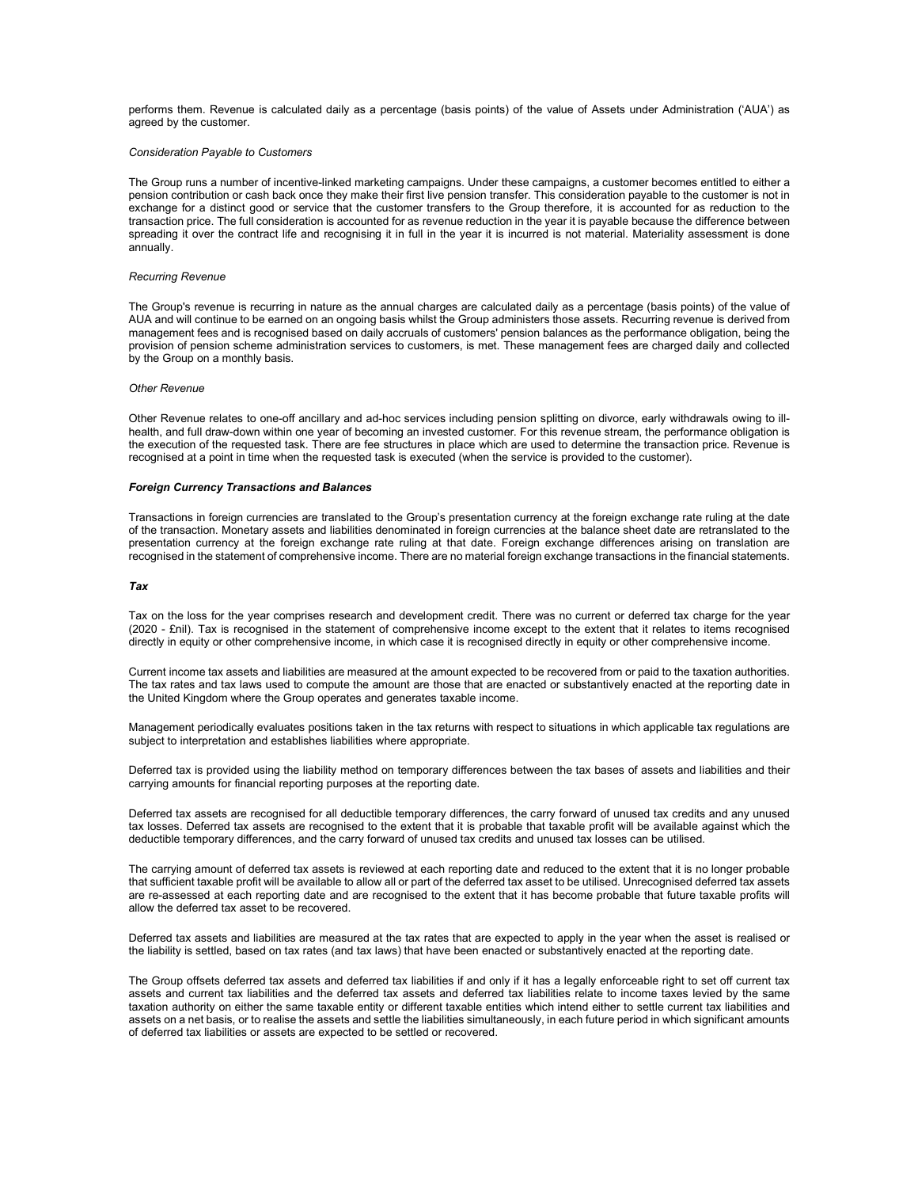performs them. Revenue is calculated daily as a percentage (basis points) of the value of Assets under Administration ('AUA') as agreed by the customer.

*Consideration Payable to Customers*

The Group runs a number of incentive-linked marketing campaigns. Under these campaigns, a customer becomes entitled to either a pension contribution or cash back once they make their first live pension transfer. This consideration payable to the customer is not in exchange for a distinct good or service that the customer transfers to the Group therefore, it is accounted for as reduction to the transaction price. The full consideration is accounted for as revenue reduction in the year it is payable because the difference between spreading it over the contract life and recognising it in full in the year it is incurred is not material. Materiality assessment is done annually.

*Recurring Revenue*

The Group's revenue is recurring in nature as the annual charges are calculated daily as a percentage (basis points) of the value of AUA and will continue to be earned on an ongoing basis whilst the Group administers those assets. Recurring revenue is derived from management fees and is recognised based on daily accruals of customers' pension balances as the performance obligation, being the provision of pension scheme administration services to customers, is met. These management fees are charged daily and collected by the Group on a monthly basis.

*Other Revenue*

Other Revenue relates to one-off ancillary and ad-hoc services including pension splitting on divorce, early withdrawals owing to ill-health, and full draw-down within one year of becoming an invested customer. For this revenue stream, the performance obligation is the execution of the requested task. There are fee structures in place which are used to determine the transaction price. Revenue is recognised at a point in time when the requested task is executed (when the service is provided to the customer).

***Foreign Currency Transactions and Balances***

Transactions in foreign currencies are translated to the Group's presentation currency at the foreign exchange rate ruling at the date of the transaction. Monetary assets and liabilities denominated in foreign currencies at the balance sheet date are retranslated to the presentation currency at the foreign exchange rate ruling at that date. Foreign exchange differences arising on translation are recognised in the statement of comprehensive income. There are no material foreign exchange transactions in the financial statements.

***Tax***

Tax on the loss for the year comprises research and development credit. There was no current or deferred tax charge for the year (2020 - £nil). Tax is recognised in the statement of comprehensive income except to the extent that it relates to items recognised directly in equity or other comprehensive income, in which case it is recognised directly in equity or other comprehensive income.

Current income tax assets and liabilities are measured at the amount expected to be recovered from or paid to the taxation authorities. The tax rates and tax laws used to compute the amount are those that are enacted or substantively enacted at the reporting date in the United Kingdom where the Group operates and generates taxable income.

Management periodically evaluates positions taken in the tax returns with respect to situations in which applicable tax regulations are subject to interpretation and establishes liabilities where appropriate.

Deferred tax is provided using the liability method on temporary differences between the tax bases of assets and liabilities and their carrying amounts for financial reporting purposes at the reporting date.

Deferred tax assets are recognised for all deductible temporary differences, the carry forward of unused tax credits and any unused tax losses. Deferred tax assets are recognised to the extent that it is probable that taxable profit will be available against which the deductible temporary differences, and the carry forward of unused tax credits and unused tax losses can be utilised.

The carrying amount of deferred tax assets is reviewed at each reporting date and reduced to the extent that it is no longer probable that sufficient taxable profit will be available to allow all or part of the deferred tax asset to be utilised. Unrecognised deferred tax assets are re-assessed at each reporting date and are recognised to the extent that it has become probable that future taxable profits will allow the deferred tax asset to be recovered.

Deferred tax assets and liabilities are measured at the tax rates that are expected to apply in the year when the asset is realised or the liability is settled, based on tax rates (and tax laws) that have been enacted or substantively enacted at the reporting date.

The Group offsets deferred tax assets and deferred tax liabilities if and only if it has a legally enforceable right to set off current tax assets and current tax liabilities and the deferred tax assets and deferred tax liabilities relate to income taxes levied by the same taxation authority on either the same taxable entity or different taxable entities which intend either to settle current tax liabilities and assets on a net basis, or to realise the assets and settle the liabilities simultaneously, in each future period in which significant amounts of deferred tax liabilities or assets are expected to be settled or recovered.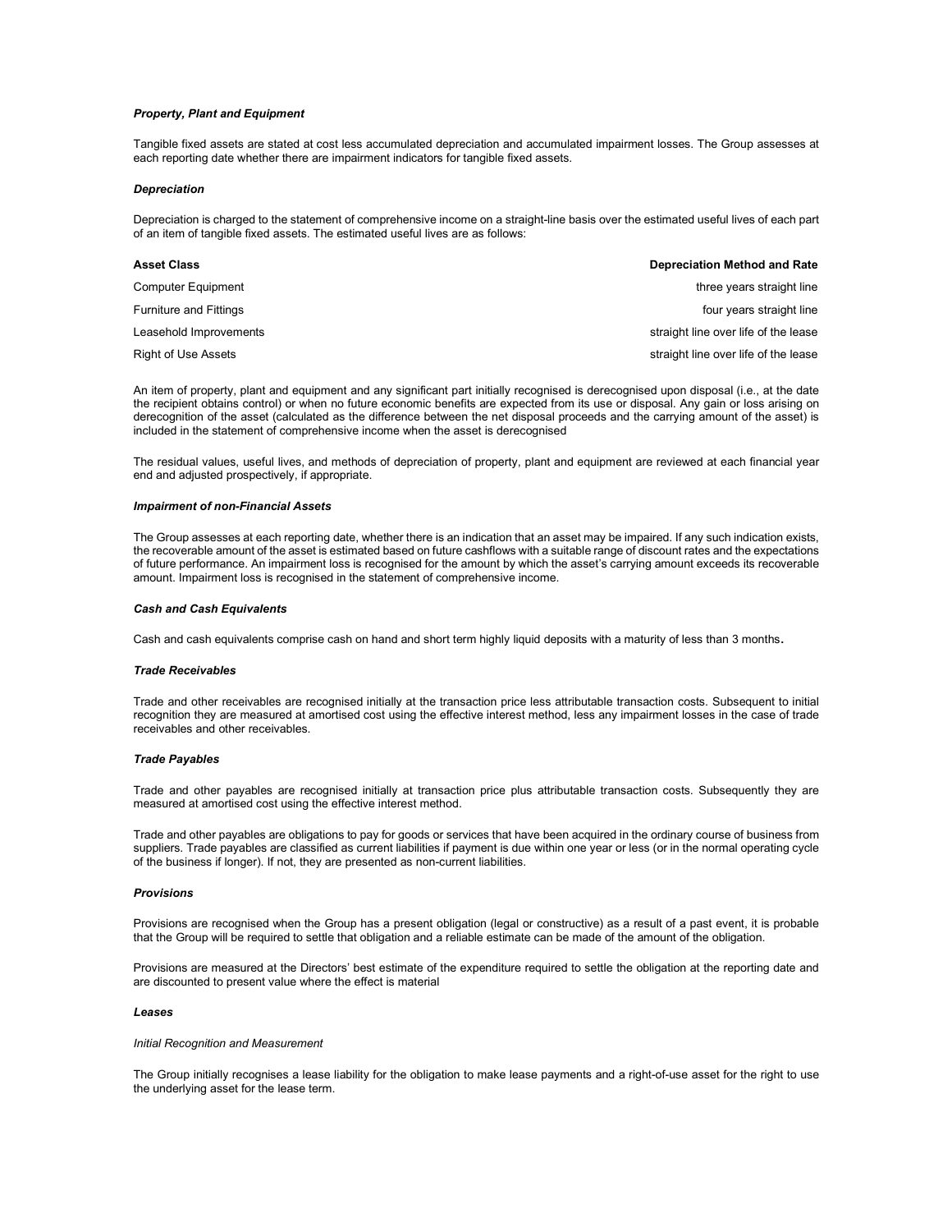***Property, Plant and Equipment***

Tangible fixed assets are stated at cost less accumulated depreciation and accumulated impairment losses. The Group assesses at each reporting date whether there are impairment indicators for tangible fixed assets.

***Depreciation***

Depreciation is charged to the statement of comprehensive income on a straight-line basis over the estimated useful lives of each part of an item of tangible fixed assets. The estimated useful lives are as follows:

| **Asset Class** | **Depreciation Method and Rate** |
|---|---|
| Computer Equipment | three years straight line |
| Furniture and Fittings | four years straight line |
| Leasehold Improvements | straight line over life of the lease |
| Right of Use Assets | straight line over life of the lease |

An item of property, plant and equipment and any significant part initially recognised is derecognised upon disposal (i.e., at the date the recipient obtains control) or when no future economic benefits are expected from its use or disposal. Any gain or loss arising on derecognition of the asset (calculated as the difference between the net disposal proceeds and the carrying amount of the asset) is included in the statement of comprehensive income when the asset is derecognised

The residual values, useful lives, and methods of depreciation of property, plant and equipment are reviewed at each financial year end and adjusted prospectively, if appropriate.

***Impairment of non-Financial Assets***

The Group assesses at each reporting date, whether there is an indication that an asset may be impaired. If any such indication exists, the recoverable amount of the asset is estimated based on future cashflows with a suitable range of discount rates and the expectations of future performance. An impairment loss is recognised for the amount by which the asset's carrying amount exceeds its recoverable amount. Impairment loss is recognised in the statement of comprehensive income.

***Cash and Cash Equivalents***

Cash and cash equivalents comprise cash on hand and short term highly liquid deposits with a maturity of less than 3 months.

***Trade Receivables***

Trade and other receivables are recognised initially at the transaction price less attributable transaction costs. Subsequent to initial recognition they are measured at amortised cost using the effective interest method, less any impairment losses in the case of trade receivables and other receivables.

***Trade Payables***

Trade and other payables are recognised initially at transaction price plus attributable transaction costs. Subsequently they are measured at amortised cost using the effective interest method.

Trade and other payables are obligations to pay for goods or services that have been acquired in the ordinary course of business from suppliers. Trade payables are classified as current liabilities if payment is due within one year or less (or in the normal operating cycle of the business if longer). If not, they are presented as non-current liabilities.

***Provisions***

Provisions are recognised when the Group has a present obligation (legal or constructive) as a result of a past event, it is probable that the Group will be required to settle that obligation and a reliable estimate can be made of the amount of the obligation.

Provisions are measured at the Directors' best estimate of the expenditure required to settle the obligation at the reporting date and are discounted to present value where the effect is material

***Leases***

*Initial Recognition and Measurement*

The Group initially recognises a lease liability for the obligation to make lease payments and a right-of-use asset for the right to use the underlying asset for the lease term.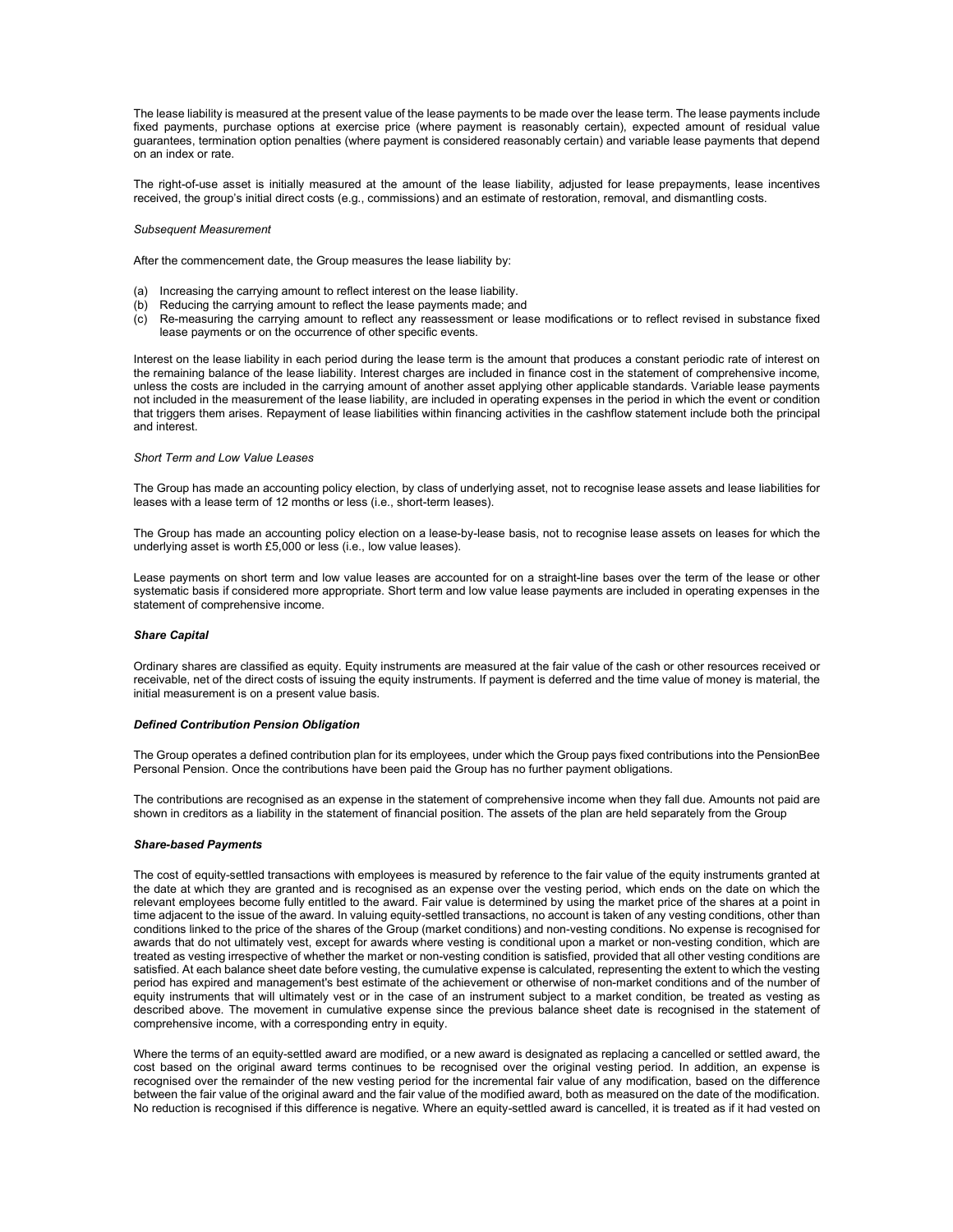The lease liability is measured at the present value of the lease payments to be made over the lease term. The lease payments include fixed payments, purchase options at exercise price (where payment is reasonably certain), expected amount of residual value guarantees, termination option penalties (where payment is considered reasonably certain) and variable lease payments that depend on an index or rate.

The right-of-use asset is initially measured at the amount of the lease liability, adjusted for lease prepayments, lease incentives received, the group's initial direct costs (e.g., commissions) and an estimate of restoration, removal, and dismantling costs.

*Subsequent Measurement*

After the commencement date, the Group measures the lease liability by:

(a) Increasing the carrying amount to reflect interest on the lease liability.
(b) Reducing the carrying amount to reflect the lease payments made; and
(c) Re-measuring the carrying amount to reflect any reassessment or lease modifications or to reflect revised in substance fixed lease payments or on the occurrence of other specific events.

Interest on the lease liability in each period during the lease term is the amount that produces a constant periodic rate of interest on the remaining balance of the lease liability. Interest charges are included in finance cost in the statement of comprehensive income, unless the costs are included in the carrying amount of another asset applying other applicable standards. Variable lease payments not included in the measurement of the lease liability, are included in operating expenses in the period in which the event or condition that triggers them arises. Repayment of lease liabilities within financing activities in the cashflow statement include both the principal and interest.

*Short Term and Low Value Leases*

The Group has made an accounting policy election, by class of underlying asset, not to recognise lease assets and lease liabilities for leases with a lease term of 12 months or less (i.e., short-term leases).

The Group has made an accounting policy election on a lease-by-lease basis, not to recognise lease assets on leases for which the underlying asset is worth £5,000 or less (i.e., low value leases).

Lease payments on short term and low value leases are accounted for on a straight-line bases over the term of the lease or other systematic basis if considered more appropriate. Short term and low value lease payments are included in operating expenses in the statement of comprehensive income.

***Share Capital***

Ordinary shares are classified as equity. Equity instruments are measured at the fair value of the cash or other resources received or receivable, net of the direct costs of issuing the equity instruments. If payment is deferred and the time value of money is material, the initial measurement is on a present value basis.

***Defined Contribution Pension Obligation***

The Group operates a defined contribution plan for its employees, under which the Group pays fixed contributions into the PensionBee Personal Pension. Once the contributions have been paid the Group has no further payment obligations.

The contributions are recognised as an expense in the statement of comprehensive income when they fall due. Amounts not paid are shown in creditors as a liability in the statement of financial position. The assets of the plan are held separately from the Group

***Share-based Payments***

The cost of equity-settled transactions with employees is measured by reference to the fair value of the equity instruments granted at the date at which they are granted and is recognised as an expense over the vesting period, which ends on the date on which the relevant employees become fully entitled to the award. Fair value is determined by using the market price of the shares at a point in time adjacent to the issue of the award. In valuing equity-settled transactions, no account is taken of any vesting conditions, other than conditions linked to the price of the shares of the Group (market conditions) and non-vesting conditions. No expense is recognised for awards that do not ultimately vest, except for awards where vesting is conditional upon a market or non-vesting condition, which are treated as vesting irrespective of whether the market or non-vesting condition is satisfied, provided that all other vesting conditions are satisfied. At each balance sheet date before vesting, the cumulative expense is calculated, representing the extent to which the vesting period has expired and management's best estimate of the achievement or otherwise of non-market conditions and of the number of equity instruments that will ultimately vest or in the case of an instrument subject to a market condition, be treated as vesting as described above. The movement in cumulative expense since the previous balance sheet date is recognised in the statement of comprehensive income, with a corresponding entry in equity.

Where the terms of an equity-settled award are modified, or a new award is designated as replacing a cancelled or settled award, the cost based on the original award terms continues to be recognised over the original vesting period. In addition, an expense is recognised over the remainder of the new vesting period for the incremental fair value of any modification, based on the difference between the fair value of the original award and the fair value of the modified award, both as measured on the date of the modification. No reduction is recognised if this difference is negative. Where an equity-settled award is cancelled, it is treated as if it had vested on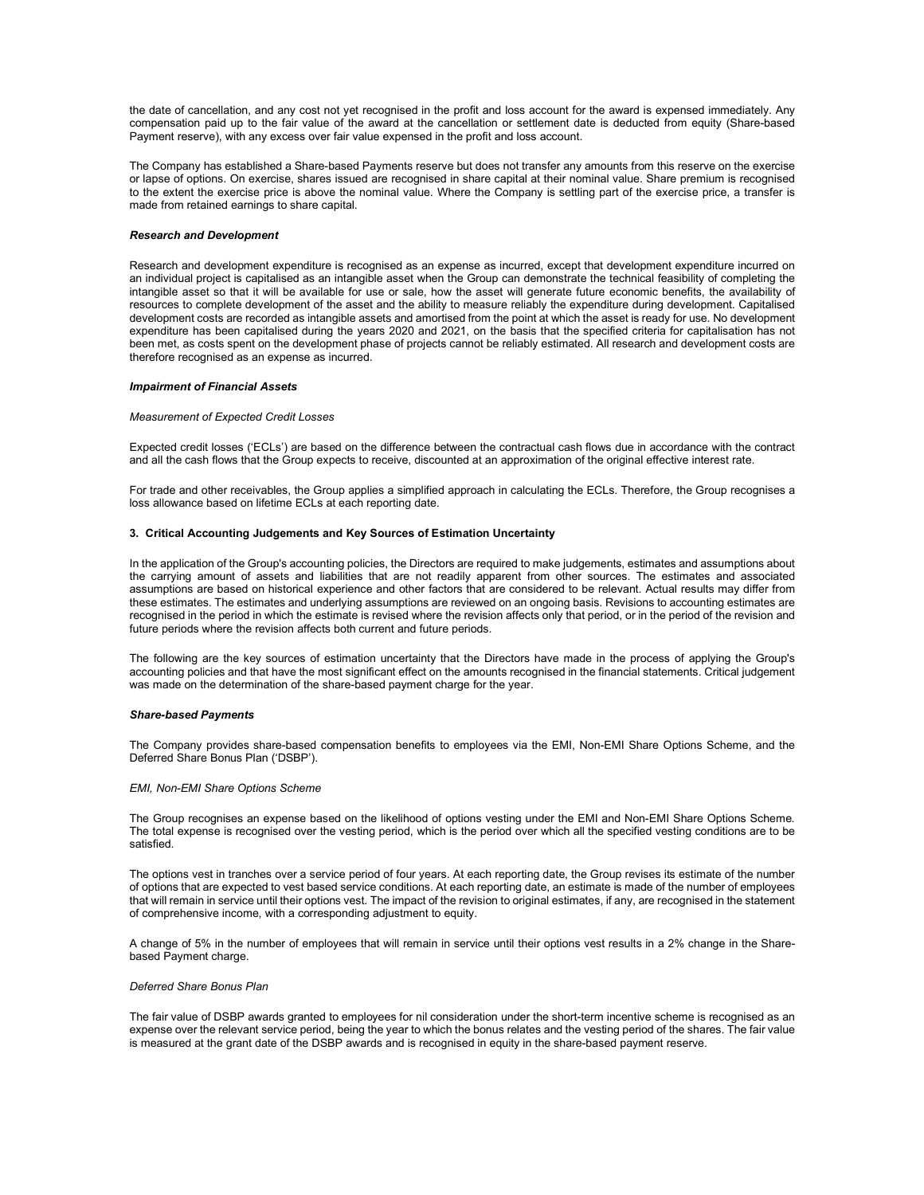the date of cancellation, and any cost not yet recognised in the profit and loss account for the award is expensed immediately. Any compensation paid up to the fair value of the award at the cancellation or settlement date is deducted from equity (Share-based Payment reserve), with any excess over fair value expensed in the profit and loss account.

The Company has established a Share-based Payments reserve but does not transfer any amounts from this reserve on the exercise or lapse of options. On exercise, shares issued are recognised in share capital at their nominal value. Share premium is recognised to the extent the exercise price is above the nominal value. Where the Company is settling part of the exercise price, a transfer is made from retained earnings to share capital.

***Research and Development***

Research and development expenditure is recognised as an expense as incurred, except that development expenditure incurred on an individual project is capitalised as an intangible asset when the Group can demonstrate the technical feasibility of completing the intangible asset so that it will be available for use or sale, how the asset will generate future economic benefits, the availability of resources to complete development of the asset and the ability to measure reliably the expenditure during development. Capitalised development costs are recorded as intangible assets and amortised from the point at which the asset is ready for use. No development expenditure has been capitalised during the years 2020 and 2021, on the basis that the specified criteria for capitalisation has not been met, as costs spent on the development phase of projects cannot be reliably estimated. All research and development costs are therefore recognised as an expense as incurred.

***Impairment of Financial Assets***

*Measurement of Expected Credit Losses*

Expected credit losses ('ECLs') are based on the difference between the contractual cash flows due in accordance with the contract and all the cash flows that the Group expects to receive, discounted at an approximation of the original effective interest rate.

For trade and other receivables, the Group applies a simplified approach in calculating the ECLs. Therefore, the Group recognises a loss allowance based on lifetime ECLs at each reporting date.

**3. Critical Accounting Judgements and Key Sources of Estimation Uncertainty**

In the application of the Group's accounting policies, the Directors are required to make judgements, estimates and assumptions about the carrying amount of assets and liabilities that are not readily apparent from other sources. The estimates and associated assumptions are based on historical experience and other factors that are considered to be relevant. Actual results may differ from these estimates. The estimates and underlying assumptions are reviewed on an ongoing basis. Revisions to accounting estimates are recognised in the period in which the estimate is revised where the revision affects only that period, or in the period of the revision and future periods where the revision affects both current and future periods.

The following are the key sources of estimation uncertainty that the Directors have made in the process of applying the Group's accounting policies and that have the most significant effect on the amounts recognised in the financial statements. Critical judgement was made on the determination of the share-based payment charge for the year.

***Share-based Payments***

The Company provides share-based compensation benefits to employees via the EMI, Non-EMI Share Options Scheme, and the Deferred Share Bonus Plan ('DSBP').

*EMI, Non-EMI Share Options Scheme*

The Group recognises an expense based on the likelihood of options vesting under the EMI and Non-EMI Share Options Scheme. The total expense is recognised over the vesting period, which is the period over which all the specified vesting conditions are to be satisfied.

The options vest in tranches over a service period of four years. At each reporting date, the Group revises its estimate of the number of options that are expected to vest based service conditions. At each reporting date, an estimate is made of the number of employees that will remain in service until their options vest. The impact of the revision to original estimates, if any, are recognised in the statement of comprehensive income, with a corresponding adjustment to equity.

A change of 5% in the number of employees that will remain in service until their options vest results in a 2% change in the Share-based Payment charge.

*Deferred Share Bonus Plan*

The fair value of DSBP awards granted to employees for nil consideration under the short-term incentive scheme is recognised as an expense over the relevant service period, being the year to which the bonus relates and the vesting period of the shares. The fair value is measured at the grant date of the DSBP awards and is recognised in equity in the share-based payment reserve.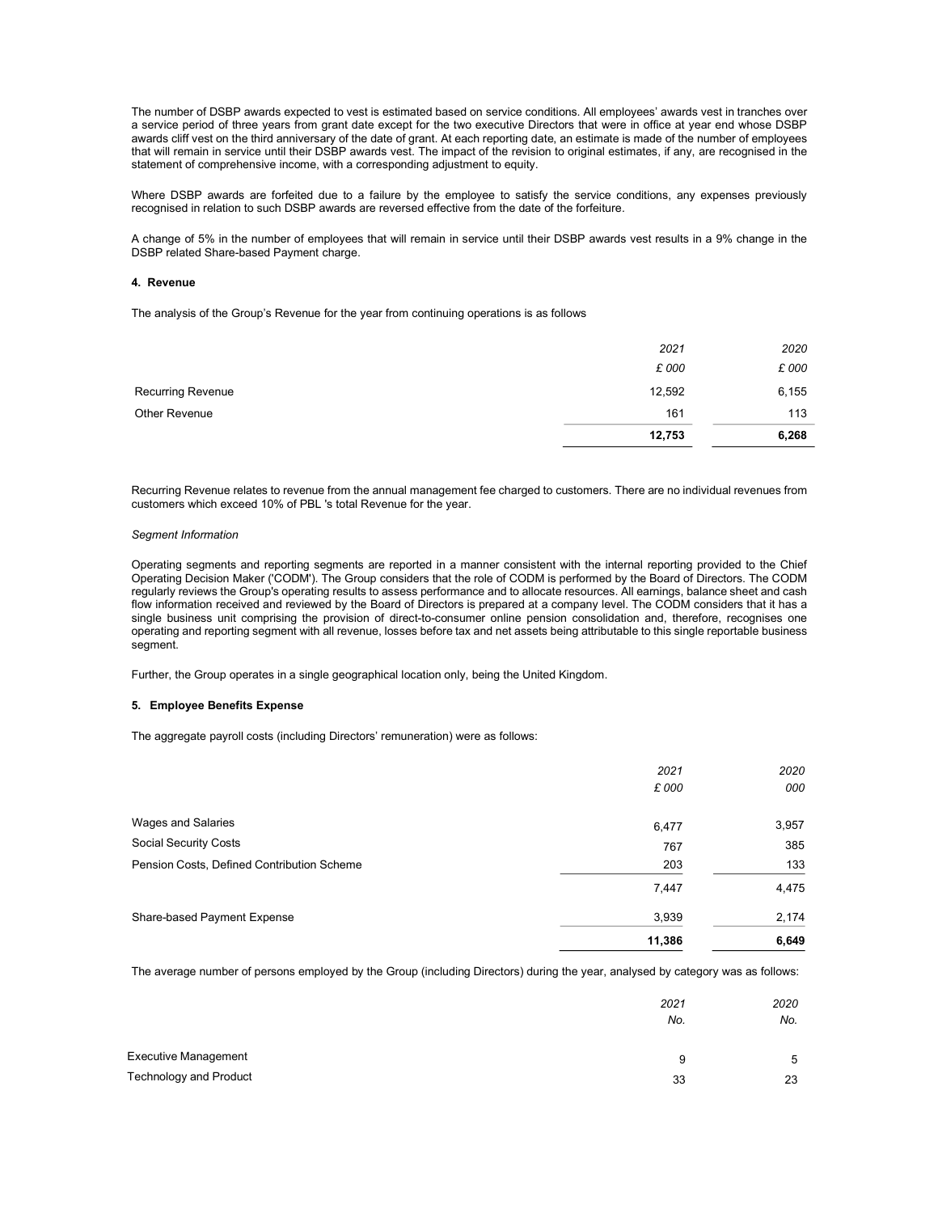The number of DSBP awards expected to vest is estimated based on service conditions. All employees' awards vest in tranches over a service period of three years from grant date except for the two executive Directors that were in office at year end whose DSBP awards cliff vest on the third anniversary of the date of grant. At each reporting date, an estimate is made of the number of employees that will remain in service until their DSBP awards vest. The impact of the revision to original estimates, if any, are recognised in the statement of comprehensive income, with a corresponding adjustment to equity.

Where DSBP awards are forfeited due to a failure by the employee to satisfy the service conditions, any expenses previously recognised in relation to such DSBP awards are reversed effective from the date of the forfeiture.

A change of 5% in the number of employees that will remain in service until their DSBP awards vest results in a 9% change in the DSBP related Share-based Payment charge.

#### 4. Revenue

The analysis of the Group's Revenue for the year from continuing operations is as follows

| | *2021* | *2020* |
|---|---|---|
| | *£ 000* | *£ 000* |
| Recurring Revenue | 12,592 | 6,155 |
| Other Revenue | 161 | 113 |
| | **12,753** | **6,268** |

Recurring Revenue relates to revenue from the annual management fee charged to customers. There are no individual revenues from customers which exceed 10% of PBL 's total Revenue for the year.

*Segment Information*

Operating segments and reporting segments are reported in a manner consistent with the internal reporting provided to the Chief Operating Decision Maker ('CODM'). The Group considers that the role of CODM is performed by the Board of Directors. The CODM regularly reviews the Group's operating results to assess performance and to allocate resources. All earnings, balance sheet and cash flow information received and reviewed by the Board of Directors is prepared at a company level. The CODM considers that it has a single business unit comprising the provision of direct-to-consumer online pension consolidation and, therefore, recognises one operating and reporting segment with all revenue, losses before tax and net assets being attributable to this single reportable business segment.

Further, the Group operates in a single geographical location only, being the United Kingdom.

#### 5. Employee Benefits Expense

The aggregate payroll costs (including Directors' remuneration) were as follows:

| | *2021* | *2020* |
|---|---|---|
| | *£ 000* | *000* |
| Wages and Salaries | 6,477 | 3,957 |
| Social Security Costs | 767 | 385 |
| Pension Costs, Defined Contribution Scheme | 203 | 133 |
| | 7,447 | 4,475 |
| Share-based Payment Expense | 3,939 | 2,174 |
| | **11,386** | **6,649** |

The average number of persons employed by the Group (including Directors) during the year, analysed by category was as follows:

| | *2021* | *2020* |
|---|---|---|
| | *No.* | *No.* |
| Executive Management | 9 | 5 |
| Technology and Product | 33 | 23 |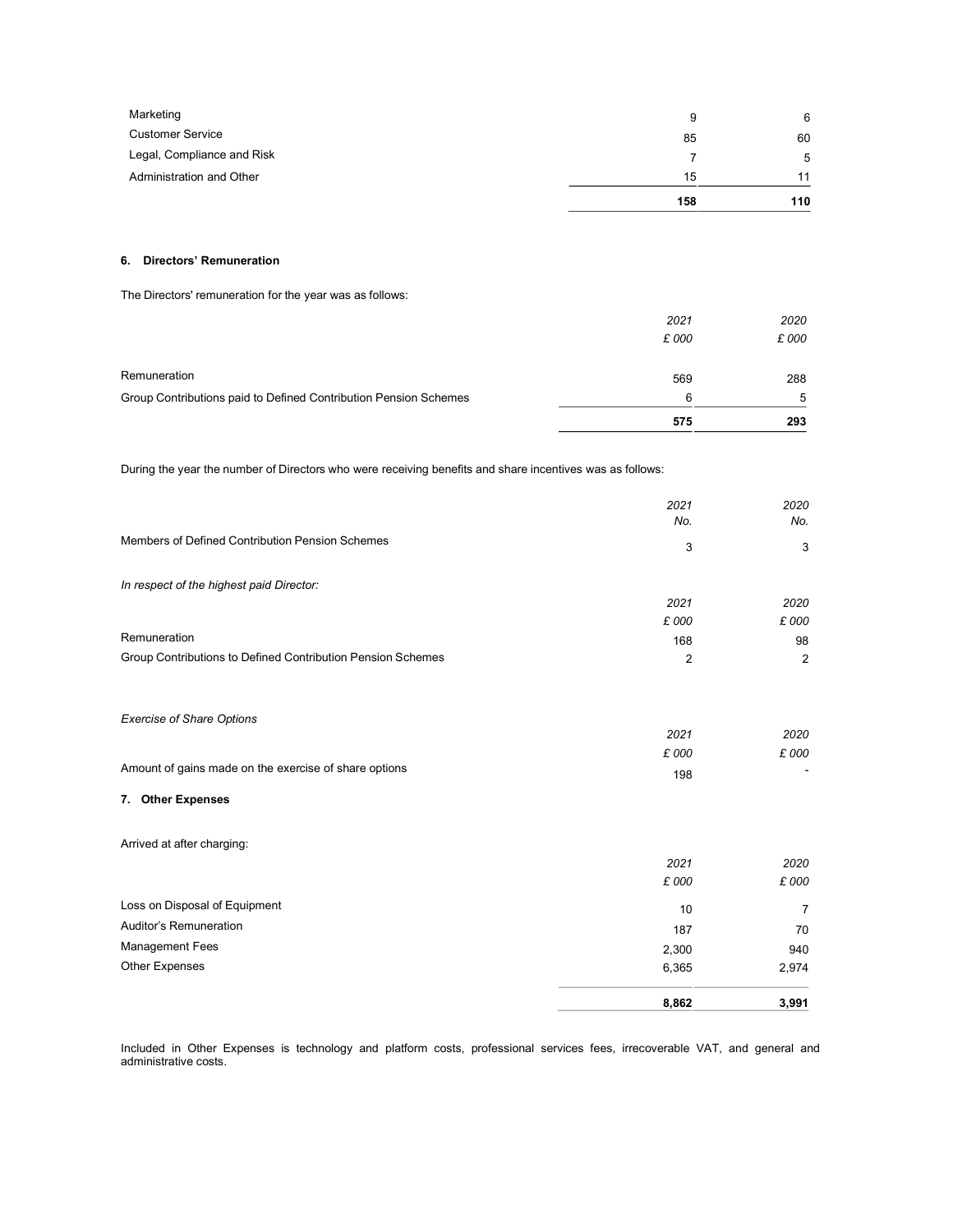| | | |
|---|---|---|
| Marketing | 9 | 6 |
| Customer Service | 85 | 60 |
| Legal, Compliance and Risk | 7 | 5 |
| Administration and Other | 15 | 11 |
| | **158** | **110** |

## 6. Directors' Remuneration

The Directors' remuneration for the year was as follows:

| | *2021* | *2020* |
|---|---|---|
| | *£ 000* | *£ 000* |
| Remuneration | 569 | 288 |
| Group Contributions paid to Defined Contribution Pension Schemes | 6 | 5 |
| | **575** | **293** |

During the year the number of Directors who were receiving benefits and share incentives was as follows:

| | *2021* | *2020* |
|---|---|---|
| | *No.* | *No.* |
| Members of Defined Contribution Pension Schemes | 3 | 3 |

*In respect of the highest paid Director:*

| | *2021* | *2020* |
|---|---|---|
| | *£ 000* | *£ 000* |
| Remuneration | 168 | 98 |
| Group Contributions to Defined Contribution Pension Schemes | 2 | 2 |

*Exercise of Share Options*

| | *2021* | *2020* |
|---|---|---|
| | *£ 000* | *£ 000* |
| Amount of gains made on the exercise of share options | 198 | - |

## 7. Other Expenses

Arrived at after charging:

| | *2021* | *2020* |
|---|---|---|
| | *£ 000* | *£ 000* |
| Loss on Disposal of Equipment | 10 | 7 |
| Auditor's Remuneration | 187 | 70 |
| Management Fees | 2,300 | 940 |
| Other Expenses | 6,365 | 2,974 |
| | **8,862** | **3,991** |

Included in Other Expenses is technology and platform costs, professional services fees, irrecoverable VAT, and general and administrative costs.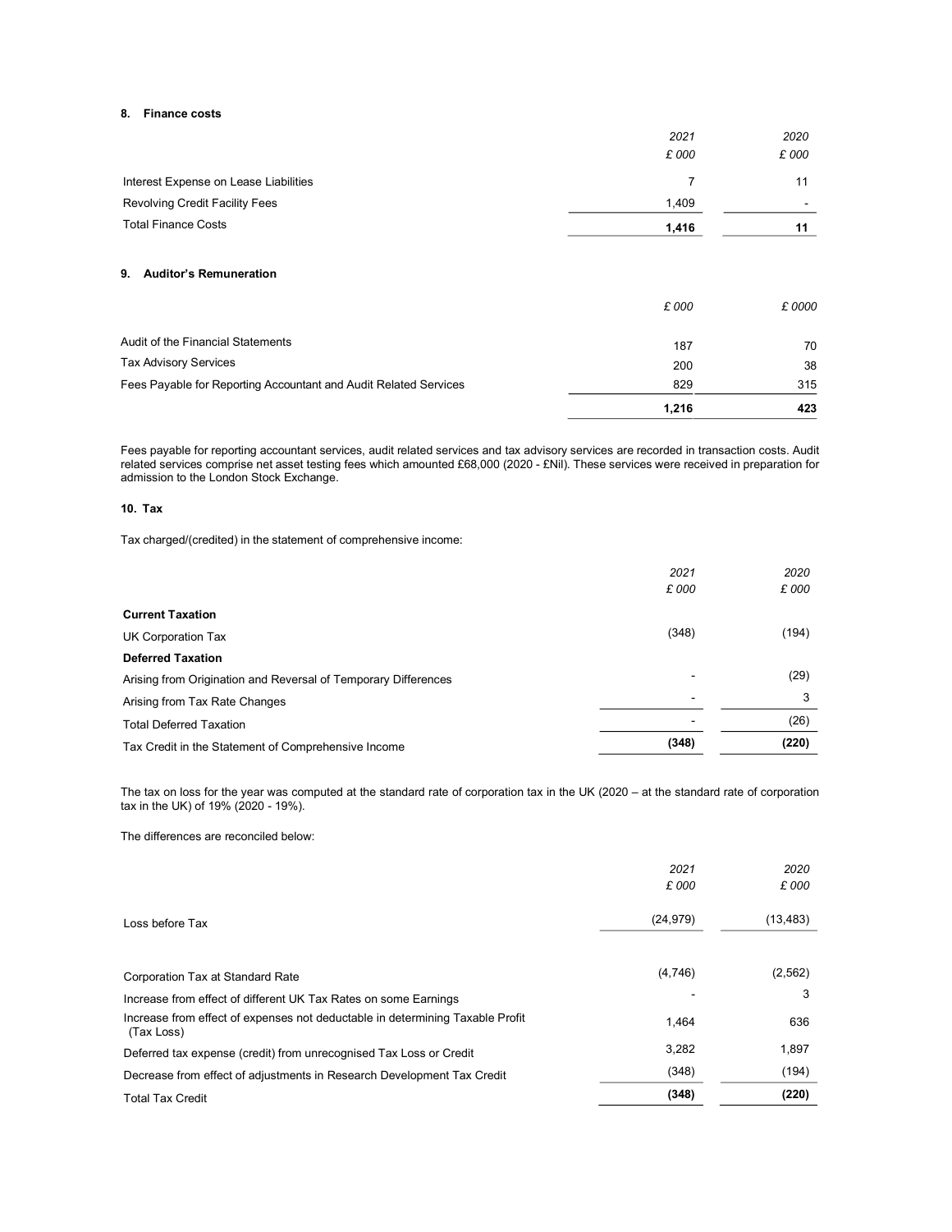### 8. Finance costs

| | 2021 | 2020 |
|---|---|---|
| | £ 000 | £ 000 |
| Interest Expense on Lease Liabilities | 7 | 11 |
| Revolving Credit Facility Fees | 1,409 | - |
| Total Finance Costs | **1,416** | **11** |

### 9. Auditor's Remuneration

| | £ 000 | £ 0000 |
|---|---|---|
| Audit of the Financial Statements | 187 | 70 |
| Tax Advisory Services | 200 | 38 |
| Fees Payable for Reporting Accountant and Audit Related Services | 829 | 315 |
| | **1,216** | **423** |

Fees payable for reporting accountant services, audit related services and tax advisory services are recorded in transaction costs. Audit related services comprise net asset testing fees which amounted £68,000 (2020 - £Nil). These services were received in preparation for admission to the London Stock Exchange.

### 10. Tax

Tax charged/(credited) in the statement of comprehensive income:

| | 2021 | 2020 |
|---|---|---|
| | £ 000 | £ 000 |
| **Current Taxation** | | |
| UK Corporation Tax | (348) | (194) |
| **Deferred Taxation** | | |
| Arising from Origination and Reversal of Temporary Differences | - | (29) |
| Arising from Tax Rate Changes | - | 3 |
| Total Deferred Taxation | - | (26) |
| Tax Credit in the Statement of Comprehensive Income | **(348)** | **(220)** |

The tax on loss for the year was computed at the standard rate of corporation tax in the UK (2020 – at the standard rate of corporation tax in the UK) of 19% (2020 - 19%).

The differences are reconciled below:

| | 2021 | 2020 |
|---|---|---|
| | £ 000 | £ 000 |
| Loss before Tax | (24,979) | (13,483) |
| Corporation Tax at Standard Rate | (4,746) | (2,562) |
| Increase from effect of different UK Tax Rates on some Earnings | - | 3 |
| Increase from effect of expenses not deductable in determining Taxable Profit (Tax Loss) | 1,464 | 636 |
| Deferred tax expense (credit) from unrecognised Tax Loss or Credit | 3,282 | 1,897 |
| Decrease from effect of adjustments in Research Development Tax Credit | (348) | (194) |
| Total Tax Credit | **(348)** | **(220)** |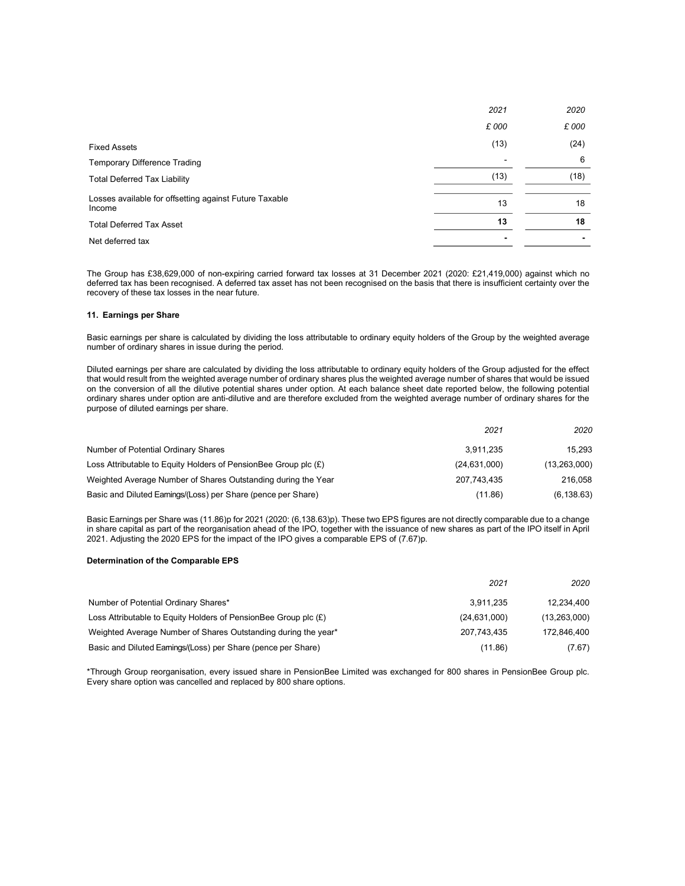| | 2021 | 2020 |
|---|---|---|
| | £ 000 | £ 000 |
| Fixed Assets | (13) | (24) |
| Temporary Difference Trading | - | 6 |
| Total Deferred Tax Liability | (13) | (18) |
| Losses available for offsetting against Future Taxable Income | 13 | 18 |
| **Total Deferred Tax Asset** | **13** | **18** |
| Net deferred tax | - | - |

The Group has £38,629,000 of non-expiring carried forward tax losses at 31 December 2021 (2020: £21,419,000) against which no deferred tax has been recognised. A deferred tax asset has not been recognised on the basis that there is insufficient certainty over the recovery of these tax losses in the near future.

### 11. Earnings per Share

Basic earnings per share is calculated by dividing the loss attributable to ordinary equity holders of the Group by the weighted average number of ordinary shares in issue during the period.

Diluted earnings per share are calculated by dividing the loss attributable to ordinary equity holders of the Group adjusted for the effect that would result from the weighted average number of ordinary shares plus the weighted average number of shares that would be issued on the conversion of all the dilutive potential shares under option. At each balance sheet date reported below, the following potential ordinary shares under option are anti-dilutive and are therefore excluded from the weighted average number of ordinary shares for the purpose of diluted earnings per share.

| | 2021 | 2020 |
|---|---|---|
| Number of Potential Ordinary Shares | 3,911,235 | 15,293 |
| Loss Attributable to Equity Holders of PensionBee Group plc (£) | (24,631,000) | (13,263,000) |
| Weighted Average Number of Shares Outstanding during the Year | 207,743,435 | 216,058 |
| Basic and Diluted Earnings/(Loss) per Share (pence per Share) | (11.86) | (6,138.63) |

Basic Earnings per Share was (11.86)p for 2021 (2020: (6,138.63)p). These two EPS figures are not directly comparable due to a change in share capital as part of the reorganisation ahead of the IPO, together with the issuance of new shares as part of the IPO itself in April 2021. Adjusting the 2020 EPS for the impact of the IPO gives a comparable EPS of (7.67)p.

#### Determination of the Comparable EPS

| | 2021 | 2020 |
|---|---|---|
| Number of Potential Ordinary Shares* | 3,911,235 | 12,234,400 |
| Loss Attributable to Equity Holders of PensionBee Group plc (£) | (24,631,000) | (13,263,000) |
| Weighted Average Number of Shares Outstanding during the year* | 207,743,435 | 172,846,400 |
| Basic and Diluted Earnings/(Loss) per Share (pence per Share) | (11.86) | (7.67) |

*Through Group reorganisation, every issued share in PensionBee Limited was exchanged for 800 shares in PensionBee Group plc. Every share option was cancelled and replaced by 800 share options.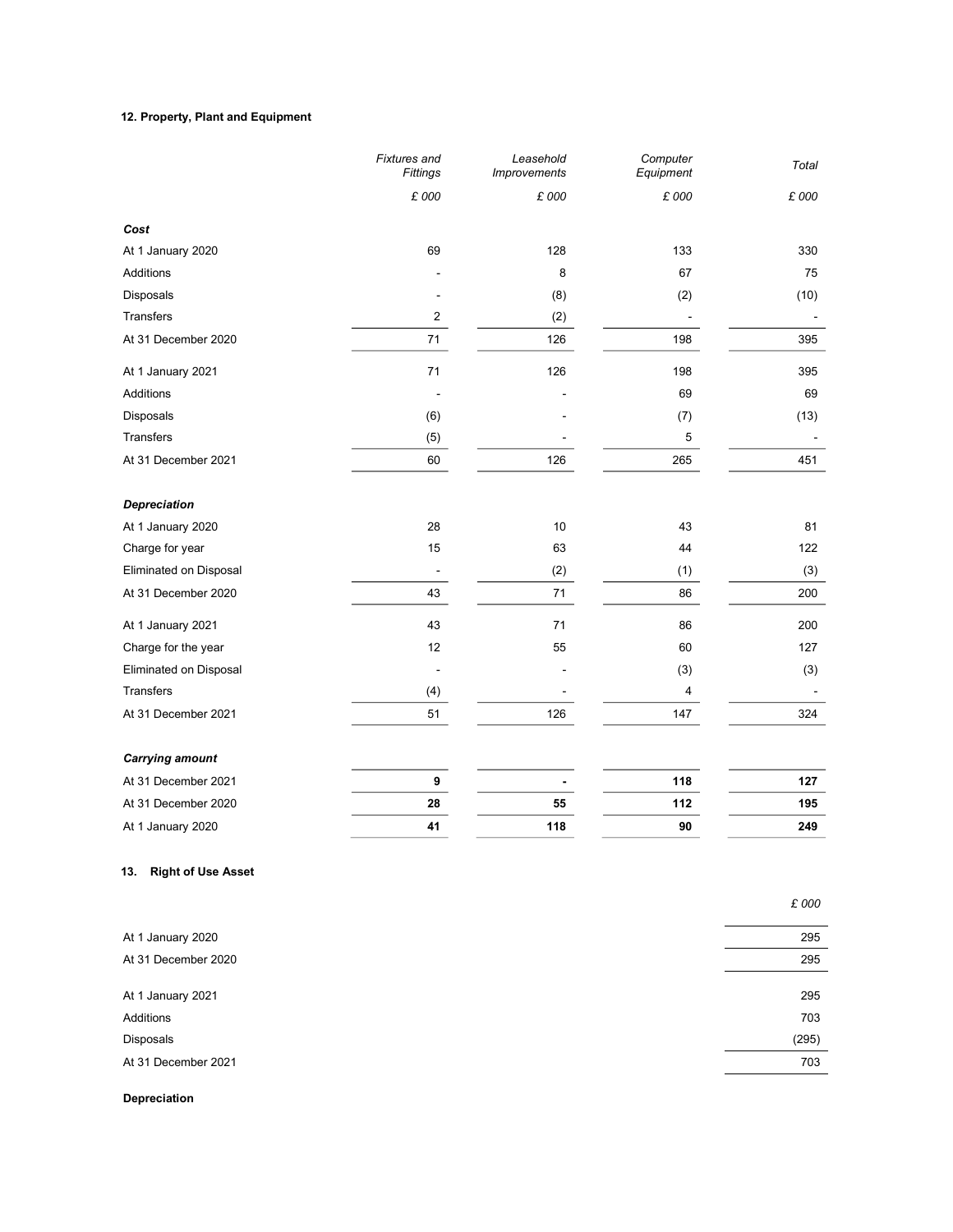### 12. Property, Plant and Equipment

| | *Fixtures and Fittings* | *Leasehold Improvements* | *Computer Equipment* | *Total* |
|---|---|---|---|---|
| | *£ 000* | *£ 000* | *£ 000* | *£ 000* |
| ***Cost*** | | | | |
| At 1 January 2020 | 69 | 128 | 133 | 330 |
| Additions | - | 8 | 67 | 75 |
| Disposals | - | (8) | (2) | (10) |
| Transfers | 2 | (2) | - | - |
| At 31 December 2020 | 71 | 126 | 198 | 395 |
| At 1 January 2021 | 71 | 126 | 198 | 395 |
| Additions | - | - | 69 | 69 |
| Disposals | (6) | - | (7) | (13) |
| Transfers | (5) | - | 5 | - |
| At 31 December 2021 | 60 | 126 | 265 | 451 |
| ***Depreciation*** | | | | |
| At 1 January 2020 | 28 | 10 | 43 | 81 |
| Charge for year | 15 | 63 | 44 | 122 |
| Eliminated on Disposal | - | (2) | (1) | (3) |
| At 31 December 2020 | 43 | 71 | 86 | 200 |
| At 1 January 2021 | 43 | 71 | 86 | 200 |
| Charge for the year | 12 | 55 | 60 | 127 |
| Eliminated on Disposal | - | - | (3) | (3) |
| Transfers | (4) | - | 4 | - |
| At 31 December 2021 | 51 | 126 | 147 | 324 |
| ***Carrying amount*** | | | | |
| At 31 December 2021 | **9** | **-** | **118** | **127** |
| At 31 December 2020 | **28** | **55** | **112** | **195** |
| At 1 January 2020 | **41** | **118** | **90** | **249** |

### 13. Right of Use Asset

| | *£ 000* |
|---|---|
| At 1 January 2020 | 295 |
| At 31 December 2020 | 295 |
| At 1 January 2021 | 295 |
| Additions | 703 |
| Disposals | (295) |
| At 31 December 2021 | 703 |

**Depreciation**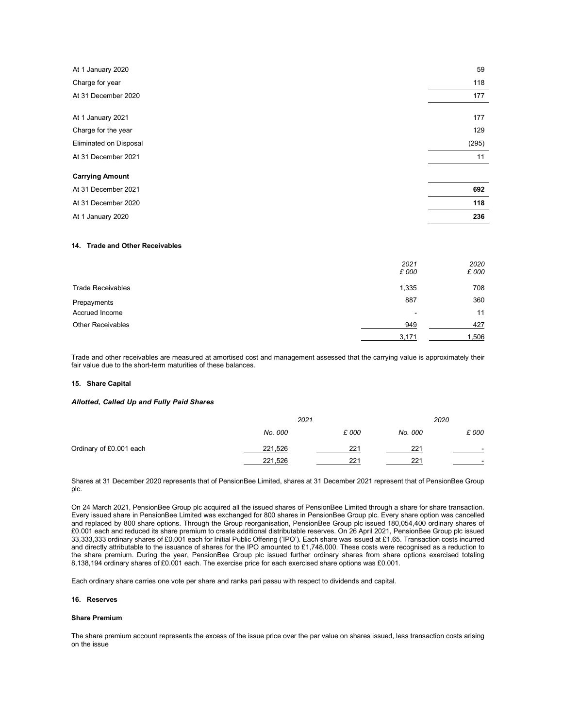| | |
|---|---|
| At 1 January 2020 | 59 |
| Charge for year | 118 |
| At 31 December 2020 | 177 |
| | |
| At 1 January 2021 | 177 |
| Charge for the year | 129 |
| Eliminated on Disposal | (295) |
| At 31 December 2021 | 11 |
| **Carrying Amount** | |
| At 31 December 2021 | **692** |
| At 31 December 2020 | **118** |
| At 1 January 2020 | **236** |

#### 14. Trade and Other Receivables

| | *2021* *£ 000* | *2020* *£ 000* |
|---|---|---|
| Trade Receivables | 1,335 | 708 |
| Prepayments | 887 | 360 |
| Accrued Income | - | 11 |
| Other Receivables | 949 | 427 |
| | 3,171 | 1,506 |

Trade and other receivables are measured at amortised cost and management assessed that the carrying value is approximately their fair value due to the short-term maturities of these balances.

#### 15. Share Capital

***Allotted, Called Up and Fully Paid Shares***

| | *2021* | | *2020* | |
|---|---|---|---|---|
| | *No. 000* | *£ 000* | *No. 000* | *£ 000* |
| Ordinary of £0.001 each | 221,526 | 221 | 221 | - |
| | 221,526 | 221 | 221 | - |

Shares at 31 December 2020 represents that of PensionBee Limited, shares at 31 December 2021 represent that of PensionBee Group plc.

On 24 March 2021, PensionBee Group plc acquired all the issued shares of PensionBee Limited through a share for share transaction. Every issued share in PensionBee Limited was exchanged for 800 shares in PensionBee Group plc. Every share option was cancelled and replaced by 800 share options. Through the Group reorganisation, PensionBee Group plc issued 180,054,400 ordinary shares of £0.001 each and reduced its share premium to create additional distributable reserves. On 26 April 2021, PensionBee Group plc issued 33,333,333 ordinary shares of £0.001 each for Initial Public Offering ('IPO'). Each share was issued at £1.65. Transaction costs incurred and directly attributable to the issuance of shares for the IPO amounted to £1,748,000. These costs were recognised as a reduction to the share premium. During the year, PensionBee Group plc issued further ordinary shares from share options exercised totaling 8,138,194 ordinary shares of £0.001 each. The exercise price for each exercised share options was £0.001.

Each ordinary share carries one vote per share and ranks pari passu with respect to dividends and capital.

#### 16. Reserves

**Share Premium**

The share premium account represents the excess of the issue price over the par value on shares issued, less transaction costs arising on the issue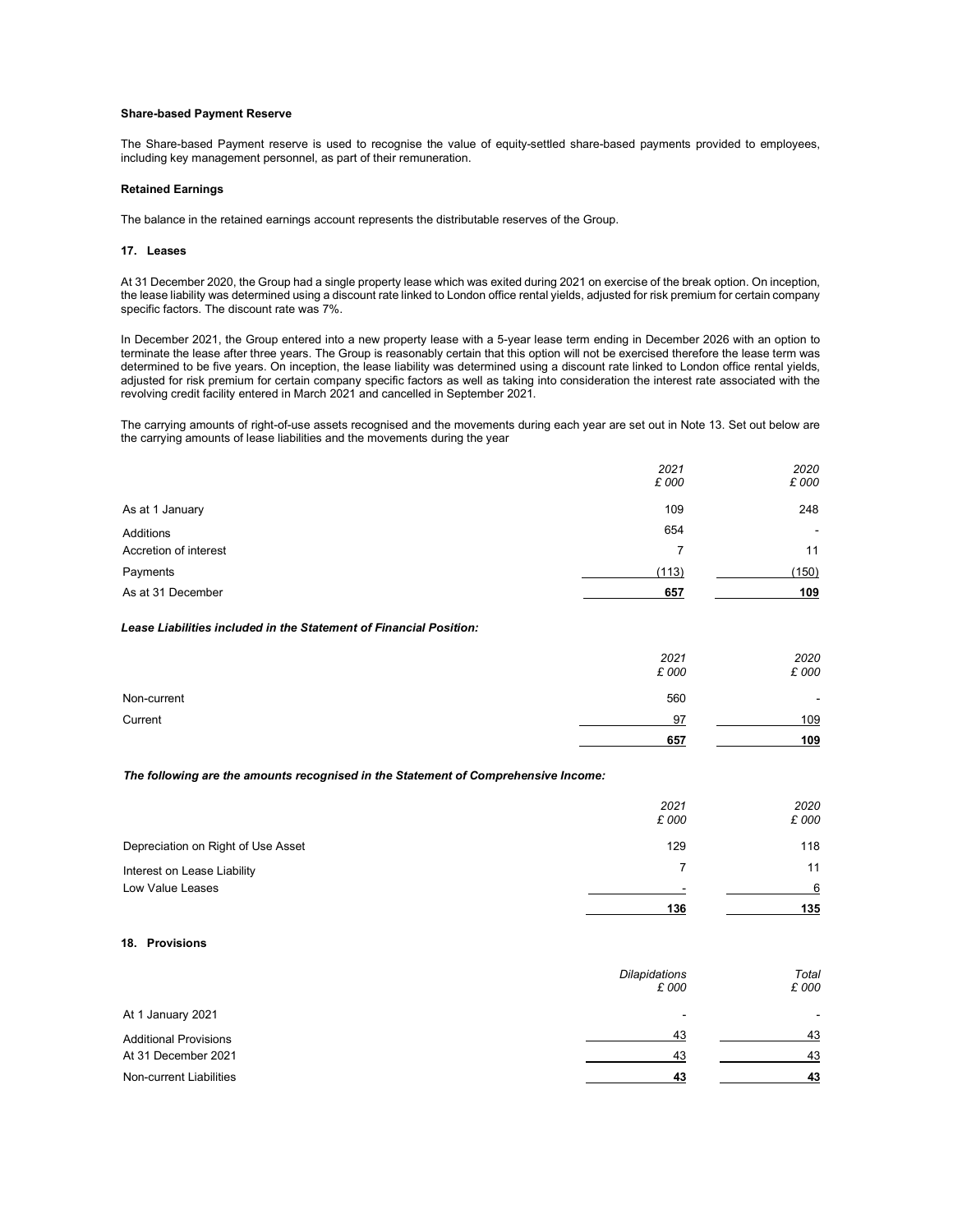**Share-based Payment Reserve**

The Share-based Payment reserve is used to recognise the value of equity-settled share-based payments provided to employees, including key management personnel, as part of their remuneration.

**Retained Earnings**

The balance in the retained earnings account represents the distributable reserves of the Group.

### 17. Leases

At 31 December 2020, the Group had a single property lease which was exited during 2021 on exercise of the break option. On inception, the lease liability was determined using a discount rate linked to London office rental yields, adjusted for risk premium for certain company specific factors. The discount rate was 7%.

In December 2021, the Group entered into a new property lease with a 5-year lease term ending in December 2026 with an option to terminate the lease after three years. The Group is reasonably certain that this option will not be exercised therefore the lease term was determined to be five years. On inception, the lease liability was determined using a discount rate linked to London office rental yields, adjusted for risk premium for certain company specific factors as well as taking into consideration the interest rate associated with the revolving credit facility entered in March 2021 and cancelled in September 2021.

The carrying amounts of right-of-use assets recognised and the movements during each year are set out in Note 13. Set out below are the carrying amounts of lease liabilities and the movements during the year

| | *2021* *£ 000* | *2020* *£ 000* |
|---|---|---|
| As at 1 January | 109 | 248 |
| Additions | 654 | - |
| Accretion of interest | 7 | 11 |
| Payments | (113) | (150) |
| As at 31 December | **657** | **109** |

***Lease Liabilities included in the Statement of Financial Position:***

| | *2021* *£ 000* | *2020* *£ 000* |
|---|---|---|
| Non-current | 560 | - |
| Current | 97 | 109 |
| | **657** | **109** |

***The following are the amounts recognised in the Statement of Comprehensive Income:***

| | *2021* *£ 000* | *2020* *£ 000* |
|---|---|---|
| Depreciation on Right of Use Asset | 129 | 118 |
| Interest on Lease Liability | 7 | 11 |
| Low Value Leases | - | 6 |
| | **136** | **135** |

### 18. Provisions

| | *Dilapidations* *£ 000* | *Total* *£ 000* |
|---|---|---|
| At 1 January 2021 | - | - |
| Additional Provisions | 43 | 43 |
| At 31 December 2021 | 43 | 43 |
| Non-current Liabilities | **43** | **43** |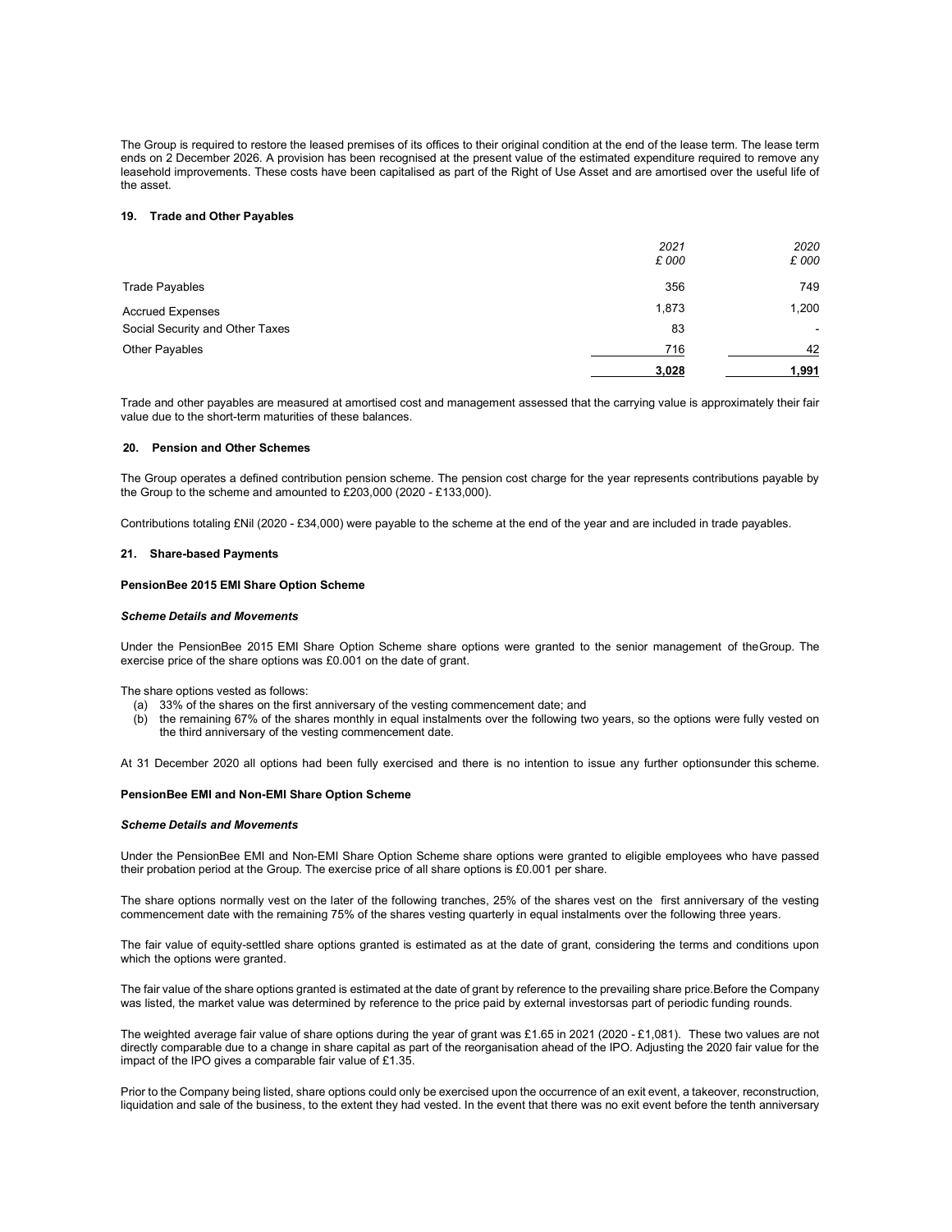The Group is required to restore the leased premises of its offices to their original condition at the end of the lease term. The lease term ends on 2 December 2026. A provision has been recognised at the present value of the estimated expenditure required to remove any leasehold improvements. These costs have been capitalised as part of the Right of Use Asset and are amortised over the useful life of the asset.

### 19. Trade and Other Payables

| | *2021* *£ 000* | *2020* *£ 000* |
|---|---|---|
| Trade Payables | 356 | 749 |
| Accrued Expenses | 1,873 | 1,200 |
| Social Security and Other Taxes | 83 | - |
| Other Payables | 716 | 42 |
| | **3,028** | **1,991** |

Trade and other payables are measured at amortised cost and management assessed that the carrying value is approximately their fair value due to the short-term maturities of these balances.

### 20. Pension and Other Schemes

The Group operates a defined contribution pension scheme. The pension cost charge for the year represents contributions payable by the Group to the scheme and amounted to £203,000 (2020 - £133,000).

Contributions totaling £Nil (2020 - £34,000) were payable to the scheme at the end of the year and are included in trade payables.

### 21. Share-based Payments

**PensionBee 2015 EMI Share Option Scheme**

***Scheme Details and Movements***

Under the PensionBee 2015 EMI Share Option Scheme share options were granted to the senior management of the Group. The exercise price of the share options was £0.001 on the date of grant.

The share options vested as follows:

(a) 33% of the shares on the first anniversary of the vesting commencement date; and
(b) the remaining 67% of the shares monthly in equal instalments over the following two years, so the options were fully vested on the third anniversary of the vesting commencement date.

At 31 December 2020 all options had been fully exercised and there is no intention to issue any further options under this scheme.

**PensionBee EMI and Non-EMI Share Option Scheme**

***Scheme Details and Movements***

Under the PensionBee EMI and Non-EMI Share Option Scheme share options were granted to eligible employees who have passed their probation period at the Group. The exercise price of all share options is £0.001 per share.

The share options normally vest on the later of the following tranches, 25% of the shares vest on the first anniversary of the vesting commencement date with the remaining 75% of the shares vesting quarterly in equal instalments over the following three years.

The fair value of equity-settled share options granted is estimated as at the date of grant, considering the terms and conditions upon which the options were granted.

The fair value of the share options granted is estimated at the date of grant by reference to the prevailing share price. Before the Company was listed, the market value was determined by reference to the price paid by external investors as part of periodic funding rounds.

The weighted average fair value of share options during the year of grant was £1.65 in 2021 (2020 - £1,081). These two values are not directly comparable due to a change in share capital as part of the reorganisation ahead of the IPO. Adjusting the 2020 fair value for the impact of the IPO gives a comparable fair value of £1.35.

Prior to the Company being listed, share options could only be exercised upon the occurrence of an exit event, a takeover, reconstruction, liquidation and sale of the business, to the extent they had vested. In the event that there was no exit event before the tenth anniversary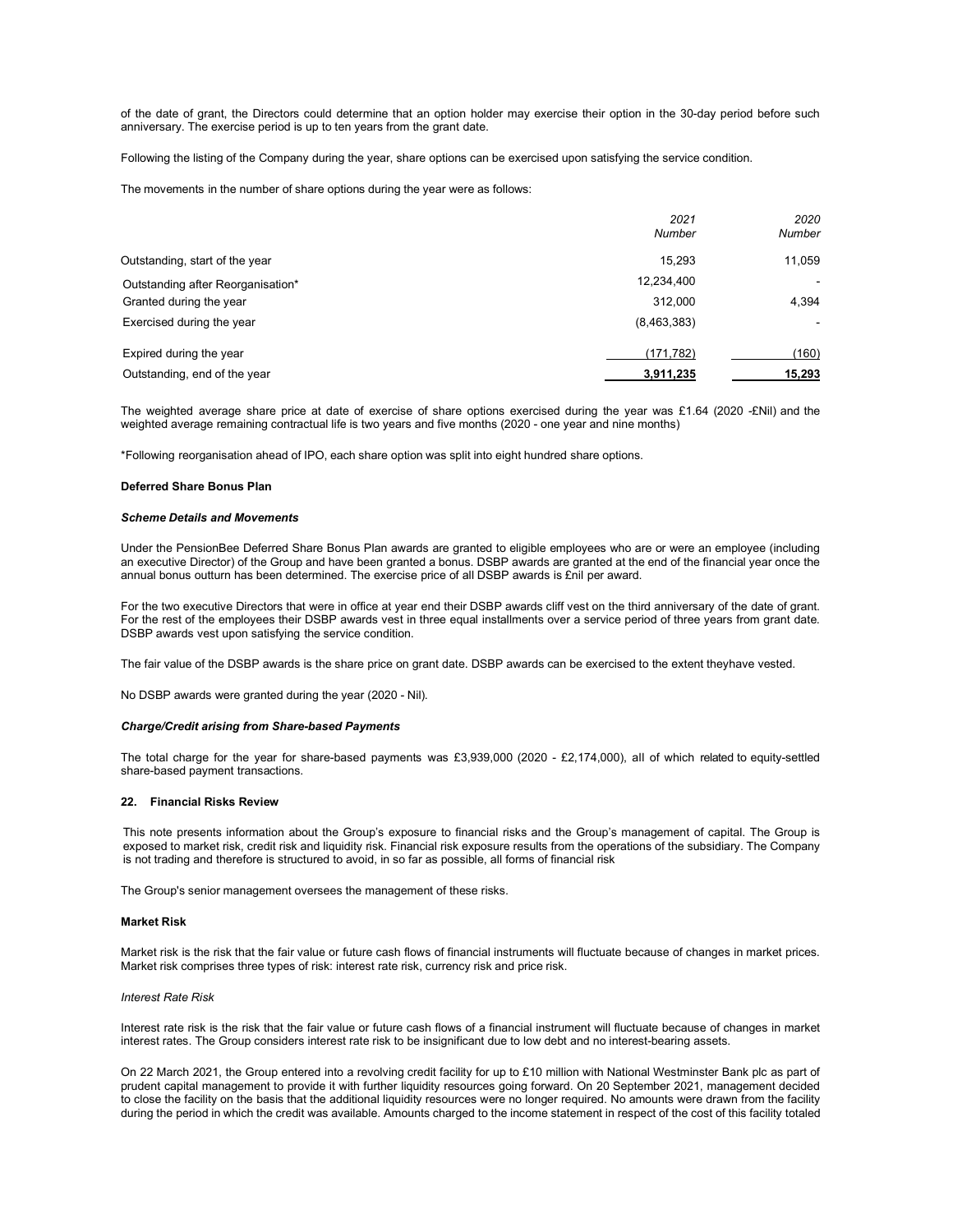of the date of grant, the Directors could determine that an option holder may exercise their option in the 30-day period before such anniversary. The exercise period is up to ten years from the grant date.

Following the listing of the Company during the year, share options can be exercised upon satisfying the service condition.

The movements in the number of share options during the year were as follows:

| | *2021 Number* | *2020 Number* |
|---|---|---|
| Outstanding, start of the year | 15,293 | 11,059 |
| Outstanding after Reorganisation* | 12,234,400 | - |
| Granted during the year | 312,000 | 4,394 |
| Exercised during the year | (8,463,383) | - |
| Expired during the year | (171,782) | (160) |
| Outstanding, end of the year | **3,911,235** | **15,293** |

The weighted average share price at date of exercise of share options exercised during the year was £1.64 (2020 -£Nil) and the weighted average remaining contractual life is two years and five months (2020 - one year and nine months)

*Following reorganisation ahead of IPO, each share option was split into eight hundred share options.

**Deferred Share Bonus Plan**

***Scheme Details and Movements***

Under the PensionBee Deferred Share Bonus Plan awards are granted to eligible employees who are or were an employee (including an executive Director) of the Group and have been granted a bonus. DSBP awards are granted at the end of the financial year once the annual bonus outturn has been determined. The exercise price of all DSBP awards is £nil per award.

For the two executive Directors that were in office at year end their DSBP awards cliff vest on the third anniversary of the date of grant. For the rest of the employees their DSBP awards vest in three equal installments over a service period of three years from grant date. DSBP awards vest upon satisfying the service condition.

The fair value of the DSBP awards is the share price on grant date. DSBP awards can be exercised to the extent theyhave vested.

No DSBP awards were granted during the year (2020 - Nil).

***Charge/Credit arising from Share-based Payments***

The total charge for the year for share-based payments was £3,939,000 (2020 - £2,174,000), all of which related to equity-settled share-based payment transactions.

## 22. Financial Risks Review

This note presents information about the Group's exposure to financial risks and the Group's management of capital. The Group is exposed to market risk, credit risk and liquidity risk. Financial risk exposure results from the operations of the subsidiary. The Company is not trading and therefore is structured to avoid, in so far as possible, all forms of financial risk

The Group's senior management oversees the management of these risks.

**Market Risk**

Market risk is the risk that the fair value or future cash flows of financial instruments will fluctuate because of changes in market prices. Market risk comprises three types of risk: interest rate risk, currency risk and price risk.

*Interest Rate Risk*

Interest rate risk is the risk that the fair value or future cash flows of a financial instrument will fluctuate because of changes in market interest rates. The Group considers interest rate risk to be insignificant due to low debt and no interest-bearing assets.

On 22 March 2021, the Group entered into a revolving credit facility for up to £10 million with National Westminster Bank plc as part of prudent capital management to provide it with further liquidity resources going forward. On 20 September 2021, management decided to close the facility on the basis that the additional liquidity resources were no longer required. No amounts were drawn from the facility during the period in which the credit was available. Amounts charged to the income statement in respect of the cost of this facility totaled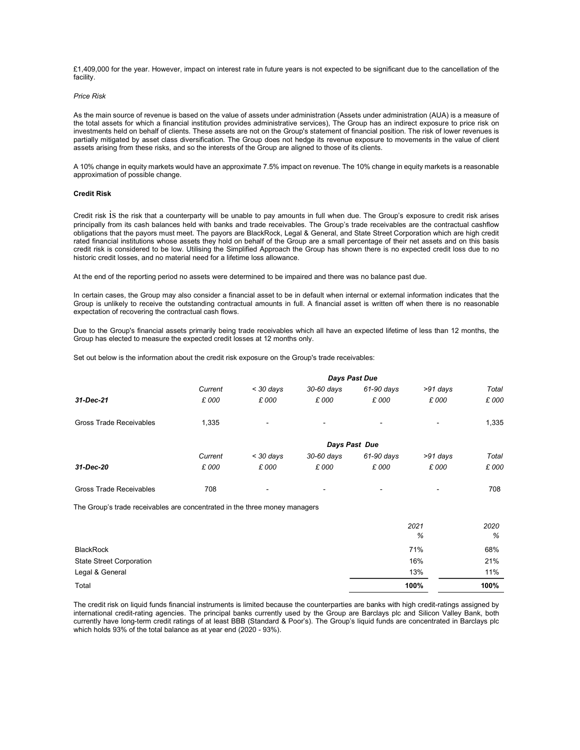£1,409,000 for the year. However, impact on interest rate in future years is not expected to be significant due to the cancellation of the facility.

*Price Risk*

As the main source of revenue is based on the value of assets under administration (Assets under administration (AUA) is a measure of the total assets for which a financial institution provides administrative services), The Group has an indirect exposure to price risk on investments held on behalf of clients. These assets are not on the Group's statement of financial position. The risk of lower revenues is partially mitigated by asset class diversification. The Group does not hedge its revenue exposure to movements in the value of client assets arising from these risks, and so the interests of the Group are aligned to those of its clients.

A 10% change in equity markets would have an approximate 7.5% impact on revenue. The 10% change in equity markets is a reasonable approximation of possible change.

**Credit Risk**

Credit risk is the risk that a counterparty will be unable to pay amounts in full when due. The Group's exposure to credit risk arises principally from its cash balances held with banks and trade receivables. The Group's trade receivables are the contractual cashflow obligations that the payors must meet. The payors are BlackRock, Legal & General, and State Street Corporation which are high credit rated financial institutions whose assets they hold on behalf of the Group are a small percentage of their net assets and on this basis credit risk is considered to be low. Utilising the Simplified Approach the Group has shown there is no expected credit loss due to no historic credit losses, and no material need for a lifetime loss allowance.

At the end of the reporting period no assets were determined to be impaired and there was no balance past due.

In certain cases, the Group may also consider a financial asset to be in default when internal or external information indicates that the Group is unlikely to receive the outstanding contractual amounts in full. A financial asset is written off when there is no reasonable expectation of recovering the contractual cash flows.

Due to the Group's financial assets primarily being trade receivables which all have an expected lifetime of less than 12 months, the Group has elected to measure the expected credit losses at 12 months only.

Set out below is the information about the credit risk exposure on the Group's trade receivables:

| | | ***Days Past Due*** | | | | |
|---|---|---|---|---|---|---|
| | *Current* | *< 30 days* | *30-60 days* | *61-90 days* | *>91 days* | *Total* |
| ***31-Dec-21*** | *£ 000* | *£ 000* | *£ 000* | *£ 000* | *£ 000* | *£ 000* |
| Gross Trade Receivables | 1,335 | - | - | - | - | 1,335 |

| | | ***Days Past Due*** | | | | |
|---|---|---|---|---|---|---|
| | *Current* | *< 30 days* | *30-60 days* | *61-90 days* | *>91 days* | *Total* |
| ***31-Dec-20*** | *£ 000* | *£ 000* | *£ 000* | *£ 000* | *£ 000* | *£ 000* |
| Gross Trade Receivables | 708 | - | - | - | - | 708 |

The Group's trade receivables are concentrated in the three money managers

| | *2021* | *2020* |
|---|---|---|
| | *%* | *%* |
| BlackRock | 71% | 68% |
| State Street Corporation | 16% | 21% |
| Legal & General | 13% | 11% |
| Total | **100%** | **100%** |

The credit risk on liquid funds financial instruments is limited because the counterparties are banks with high credit-ratings assigned by international credit-rating agencies. The principal banks currently used by the Group are Barclays plc and Silicon Valley Bank, both currently have long-term credit ratings of at least BBB (Standard & Poor's). The Group's liquid funds are concentrated in Barclays plc which holds 93% of the total balance as at year end (2020 - 93%).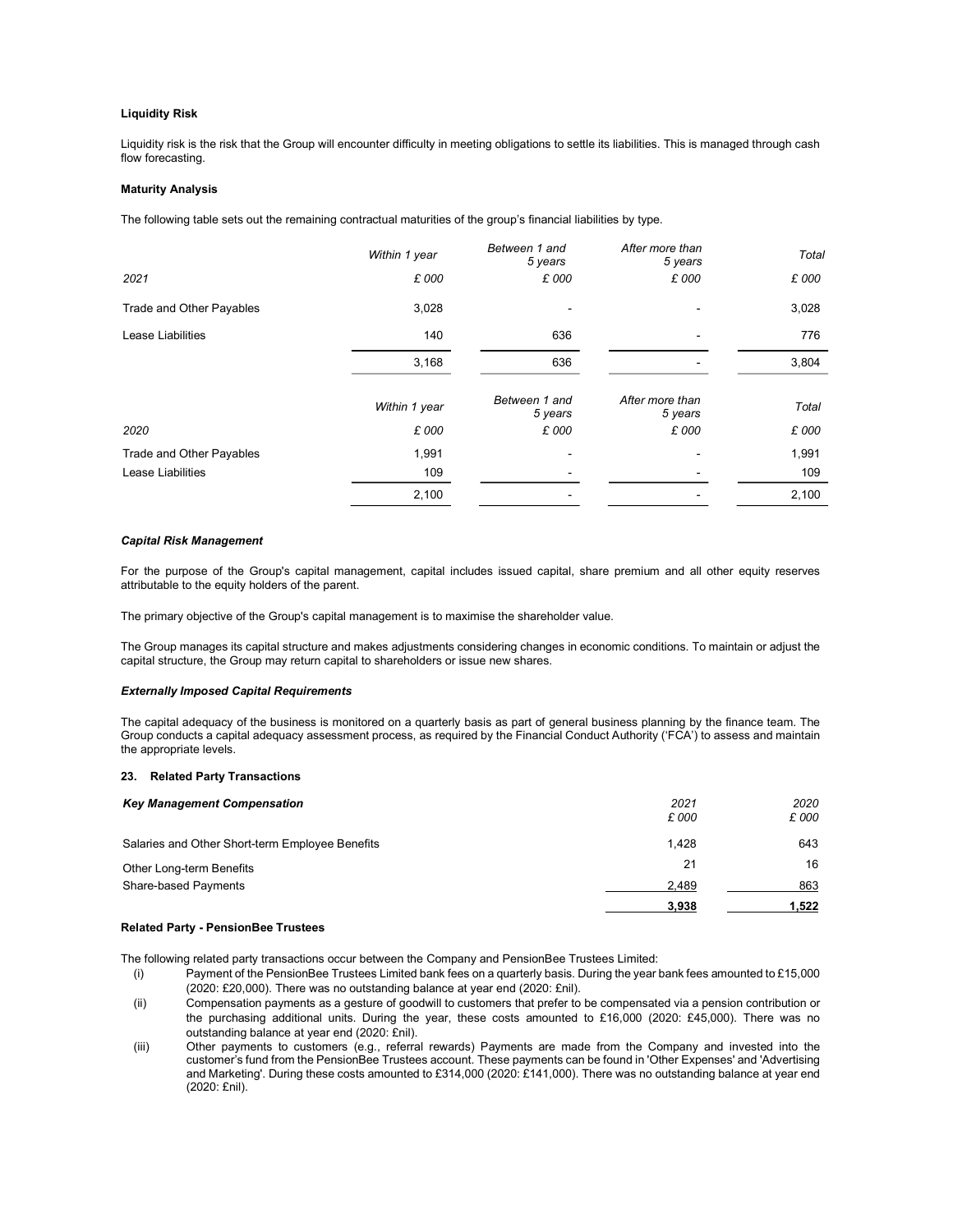**Liquidity Risk**

Liquidity risk is the risk that the Group will encounter difficulty in meeting obligations to settle its liabilities. This is managed through cash flow forecasting.

**Maturity Analysis**

The following table sets out the remaining contractual maturities of the group's financial liabilities by type.

| | *Within 1 year* | *Between 1 and 5 years* | *After more than 5 years* | *Total* |
|---|---|---|---|---|
| *2021* | *£ 000* | *£ 000* | *£ 000* | *£ 000* |
| Trade and Other Payables | 3,028 | - | - | 3,028 |
| Lease Liabilities | 140 | 636 | - | 776 |
| | 3,168 | 636 | - | 3,804 |

| | *Within 1 year* | *Between 1 and 5 years* | *After more than 5 years* | *Total* |
|---|---|---|---|---|
| *2020* | *£ 000* | *£ 000* | *£ 000* | *£ 000* |
| Trade and Other Payables | 1,991 | - | - | 1,991 |
| Lease Liabilities | 109 | - | - | 109 |
| | 2,100 | - | - | 2,100 |

***Capital Risk Management***

For the purpose of the Group's capital management, capital includes issued capital, share premium and all other equity reserves attributable to the equity holders of the parent.

The primary objective of the Group's capital management is to maximise the shareholder value.

The Group manages its capital structure and makes adjustments considering changes in economic conditions. To maintain or adjust the capital structure, the Group may return capital to shareholders or issue new shares.

***Externally Imposed Capital Requirements***

The capital adequacy of the business is monitored on a quarterly basis as part of general business planning by the finance team. The Group conducts a capital adequacy assessment process, as required by the Financial Conduct Authority ('FCA') to assess and maintain the appropriate levels.

### 23. Related Party Transactions

| ***Key Management Compensation*** | *2021* *£ 000* | *2020* *£ 000* |
|---|---|---|
| Salaries and Other Short-term Employee Benefits | 1,428 | 643 |
| Other Long-term Benefits | 21 | 16 |
| Share-based Payments | 2,489 | 863 |
| | **3,938** | **1,522** |

**Related Party - PensionBee Trustees**

The following related party transactions occur between the Company and PensionBee Trustees Limited:

(i) Payment of the PensionBee Trustees Limited bank fees on a quarterly basis. During the year bank fees amounted to £15,000 (2020: £20,000). There was no outstanding balance at year end (2020: £nil).

(ii) Compensation payments as a gesture of goodwill to customers that prefer to be compensated via a pension contribution or the purchasing additional units. During the year, these costs amounted to £16,000 (2020: £45,000). There was no outstanding balance at year end (2020: £nil).

(iii) Other payments to customers (e.g., referral rewards) Payments are made from the Company and invested into the customer's fund from the PensionBee Trustees account. These payments can be found in 'Other Expenses' and 'Advertising and Marketing'. During these costs amounted to £314,000 (2020: £141,000). There was no outstanding balance at year end (2020: £nil).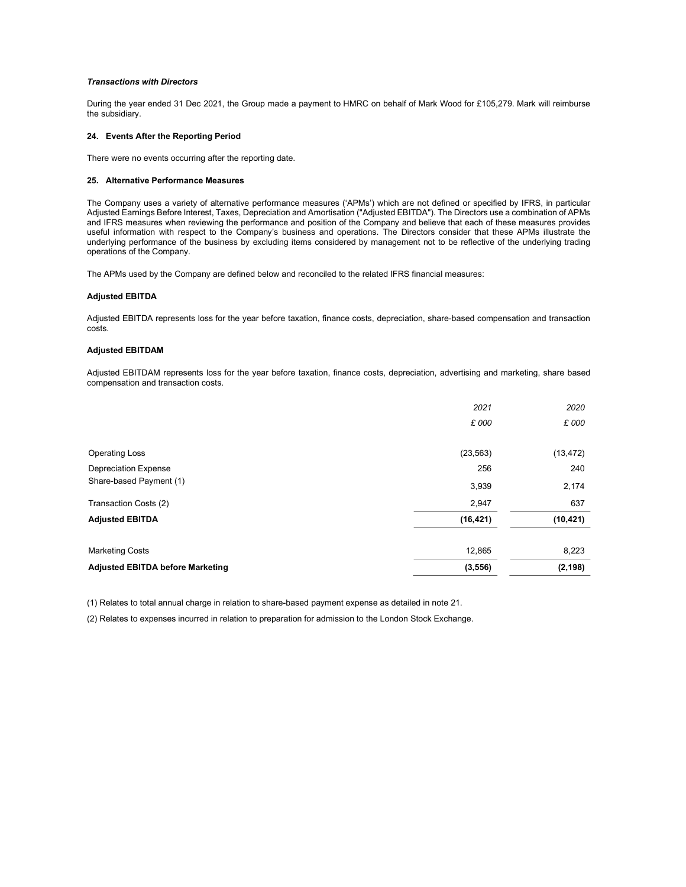***Transactions with Directors***

During the year ended 31 Dec 2021, the Group made a payment to HMRC on behalf of Mark Wood for £105,279. Mark will reimburse the subsidiary.

**24. Events After the Reporting Period**

There were no events occurring after the reporting date.

**25. Alternative Performance Measures**

The Company uses a variety of alternative performance measures ('APMs') which are not defined or specified by IFRS, in particular Adjusted Earnings Before Interest, Taxes, Depreciation and Amortisation ("Adjusted EBITDA"). The Directors use a combination of APMs and IFRS measures when reviewing the performance and position of the Company and believe that each of these measures provides useful information with respect to the Company's business and operations. The Directors consider that these APMs illustrate the underlying performance of the business by excluding items considered by management not to be reflective of the underlying trading operations of the Company.

The APMs used by the Company are defined below and reconciled to the related IFRS financial measures:

**Adjusted EBITDA**

Adjusted EBITDA represents loss for the year before taxation, finance costs, depreciation, share-based compensation and transaction costs.

**Adjusted EBITDAM**

Adjusted EBITDAM represents loss for the year before taxation, finance costs, depreciation, advertising and marketing, share based compensation and transaction costs.

| | *2021* | *2020* |
|---|---|---|
| | *£ 000* | *£ 000* |
| Operating Loss | (23,563) | (13,472) |
| Depreciation Expense | 256 | 240 |
| Share-based Payment (1) | 3,939 | 2,174 |
| Transaction Costs (2) | 2,947 | 637 |
| **Adjusted EBITDA** | **(16,421)** | **(10,421)** |
| Marketing Costs | 12,865 | 8,223 |
| **Adjusted EBITDA before Marketing** | **(3,556)** | **(2,198)** |

(1) Relates to total annual charge in relation to share-based payment expense as detailed in note 21.

(2) Relates to expenses incurred in relation to preparation for admission to the London Stock Exchange.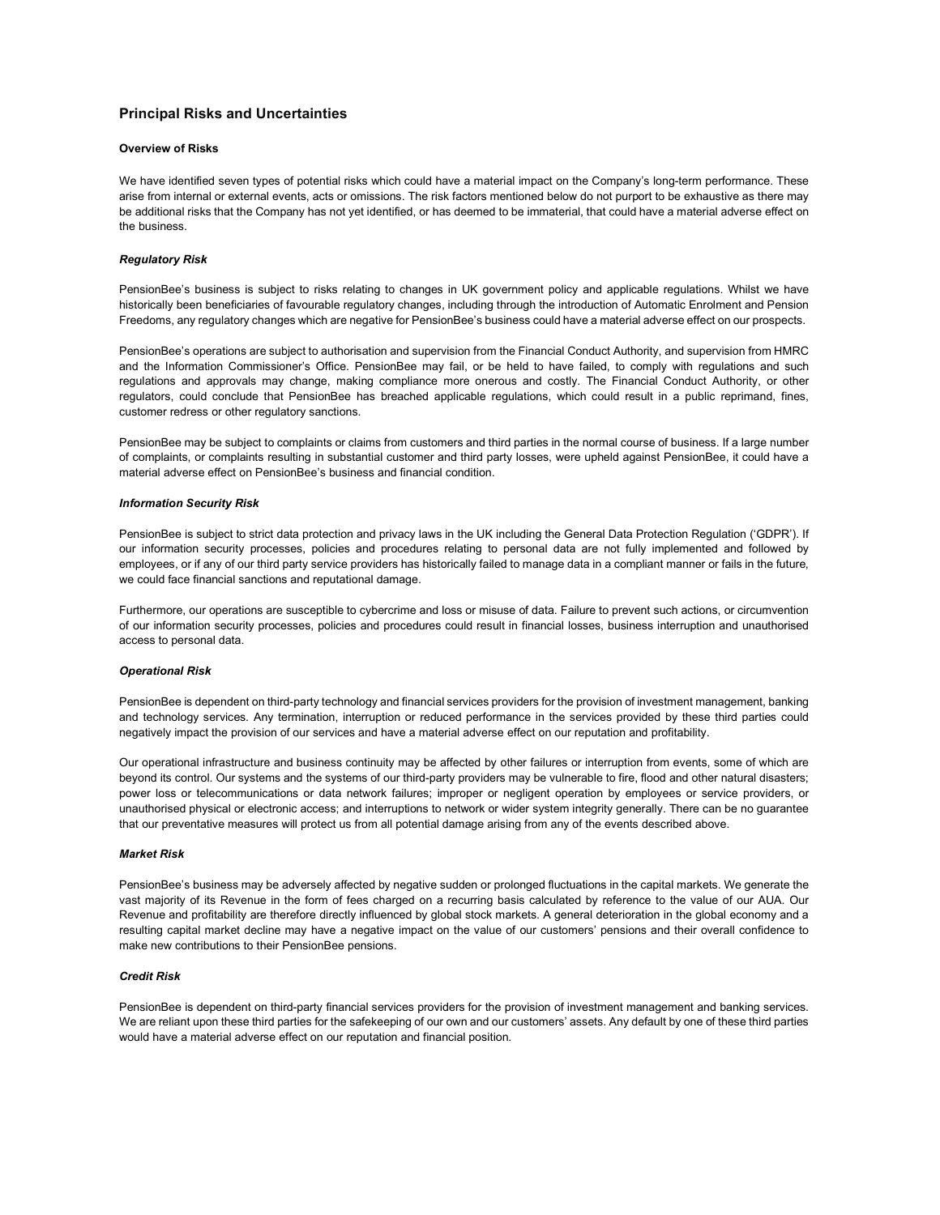## Principal Risks and Uncertainties

**Overview of Risks**

We have identified seven types of potential risks which could have a material impact on the Company's long-term performance. These arise from internal or external events, acts or omissions. The risk factors mentioned below do not purport to be exhaustive as there may be additional risks that the Company has not yet identified, or has deemed to be immaterial, that could have a material adverse effect on the business.

***Regulatory Risk***

PensionBee's business is subject to risks relating to changes in UK government policy and applicable regulations. Whilst we have historically been beneficiaries of favourable regulatory changes, including through the introduction of Automatic Enrolment and Pension Freedoms, any regulatory changes which are negative for PensionBee's business could have a material adverse effect on our prospects.

PensionBee's operations are subject to authorisation and supervision from the Financial Conduct Authority, and supervision from HMRC and the Information Commissioner's Office. PensionBee may fail, or be held to have failed, to comply with regulations and such regulations and approvals may change, making compliance more onerous and costly. The Financial Conduct Authority, or other regulators, could conclude that PensionBee has breached applicable regulations, which could result in a public reprimand, fines, customer redress or other regulatory sanctions.

PensionBee may be subject to complaints or claims from customers and third parties in the normal course of business. If a large number of complaints, or complaints resulting in substantial customer and third party losses, were upheld against PensionBee, it could have a material adverse effect on PensionBee's business and financial condition.

***Information Security Risk***

PensionBee is subject to strict data protection and privacy laws in the UK including the General Data Protection Regulation ('GDPR'). If our information security processes, policies and procedures relating to personal data are not fully implemented and followed by employees, or if any of our third party service providers has historically failed to manage data in a compliant manner or fails in the future, we could face financial sanctions and reputational damage.

Furthermore, our operations are susceptible to cybercrime and loss or misuse of data. Failure to prevent such actions, or circumvention of our information security processes, policies and procedures could result in financial losses, business interruption and unauthorised access to personal data.

***Operational Risk***

PensionBee is dependent on third-party technology and financial services providers for the provision of investment management, banking and technology services. Any termination, interruption or reduced performance in the services provided by these third parties could negatively impact the provision of our services and have a material adverse effect on our reputation and profitability.

Our operational infrastructure and business continuity may be affected by other failures or interruption from events, some of which are beyond its control. Our systems and the systems of our third-party providers may be vulnerable to fire, flood and other natural disasters; power loss or telecommunications or data network failures; improper or negligent operation by employees or service providers, or unauthorised physical or electronic access; and interruptions to network or wider system integrity generally. There can be no guarantee that our preventative measures will protect us from all potential damage arising from any of the events described above.

***Market Risk***

PensionBee's business may be adversely affected by negative sudden or prolonged fluctuations in the capital markets. We generate the vast majority of its Revenue in the form of fees charged on a recurring basis calculated by reference to the value of our AUA. Our Revenue and profitability are therefore directly influenced by global stock markets. A general deterioration in the global economy and a resulting capital market decline may have a negative impact on the value of our customers' pensions and their overall confidence to make new contributions to their PensionBee pensions.

***Credit Risk***

PensionBee is dependent on third-party financial services providers for the provision of investment management and banking services. We are reliant upon these third parties for the safekeeping of our own and our customers' assets. Any default by one of these third parties would have a material adverse effect on our reputation and financial position.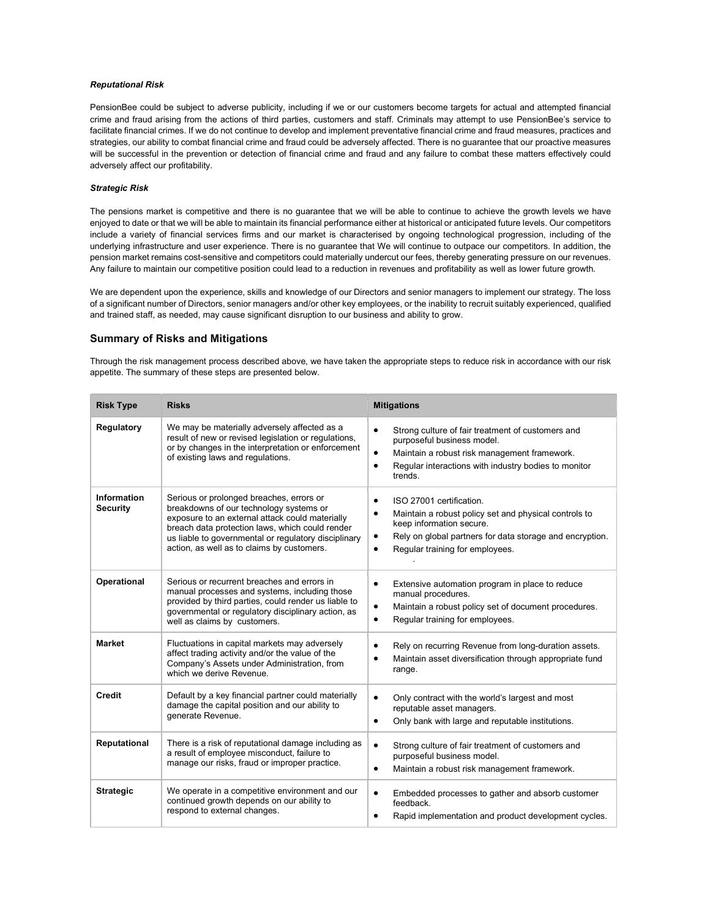*__Reputational Risk__*

PensionBee could be subject to adverse publicity, including if we or our customers become targets for actual and attempted financial crime and fraud arising from the actions of third parties, customers and staff. Criminals may attempt to use PensionBee's service to facilitate financial crimes. If we do not continue to develop and implement preventative financial crime and fraud measures, practices and strategies, our ability to combat financial crime and fraud could be adversely affected. There is no guarantee that our proactive measures will be successful in the prevention or detection of financial crime and fraud and any failure to combat these matters effectively could adversely affect our profitability.

*__Strategic Risk__*

The pensions market is competitive and there is no guarantee that we will be able to continue to achieve the growth levels we have enjoyed to date or that we will be able to maintain its financial performance either at historical or anticipated future levels. Our competitors include a variety of financial services firms and our market is characterised by ongoing technological progression, including of the underlying infrastructure and user experience. There is no guarantee that We will continue to outpace our competitors. In addition, the pension market remains cost-sensitive and competitors could materially undercut our fees, thereby generating pressure on our revenues. Any failure to maintain our competitive position could lead to a reduction in revenues and profitability as well as lower future growth.

We are dependent upon the experience, skills and knowledge of our Directors and senior managers to implement our strategy. The loss of a significant number of Directors, senior managers and/or other key employees, or the inability to recruit suitably experienced, qualified and trained staff, as needed, may cause significant disruption to our business and ability to grow.

## Summary of Risks and Mitigations

Through the risk management process described above, we have taken the appropriate steps to reduce risk in accordance with our risk appetite. The summary of these steps are presented below.

| Risk Type | Risks | Mitigations |
|---|---|---|
| **Regulatory** | We may be materially adversely affected as a result of new or revised legislation or regulations, or by changes in the interpretation or enforcement of existing laws and regulations. | • Strong culture of fair treatment of customers and purposeful business model.<br>• Maintain a robust risk management framework.<br>• Regular interactions with industry bodies to monitor trends. |
| **Information Security** | Serious or prolonged breaches, errors or breakdowns of our technology systems or exposure to an external attack could materially breach data protection laws, which could render us liable to governmental or regulatory disciplinary action, as well as to claims by customers. | • ISO 27001 certification.<br>• Maintain a robust policy set and physical controls to keep information secure.<br>• Rely on global partners for data storage and encryption.<br>• Regular training for employees. |
| **Operational** | Serious or recurrent breaches and errors in manual processes and systems, including those provided by third parties, could render us liable to governmental or regulatory disciplinary action, as well as claims by customers. | • Extensive automation program in place to reduce manual procedures.<br>• Maintain a robust policy set of document procedures.<br>• Regular training for employees. |
| **Market** | Fluctuations in capital markets may adversely affect trading activity and/or the value of the Company's Assets under Administration, from which we derive Revenue. | • Rely on recurring Revenue from long-duration assets.<br>• Maintain asset diversification through appropriate fund range. |
| **Credit** | Default by a key financial partner could materially damage the capital position and our ability to generate Revenue. | • Only contract with the world's largest and most reputable asset managers.<br>• Only bank with large and reputable institutions. |
| **Reputational** | There is a risk of reputational damage including as a result of employee misconduct, failure to manage our risks, fraud or improper practice. | • Strong culture of fair treatment of customers and purposeful business model.<br>• Maintain a robust risk management framework. |
| **Strategic** | We operate in a competitive environment and our continued growth depends on our ability to respond to external changes. | • Embedded processes to gather and absorb customer feedback.<br>• Rapid implementation and product development cycles. |